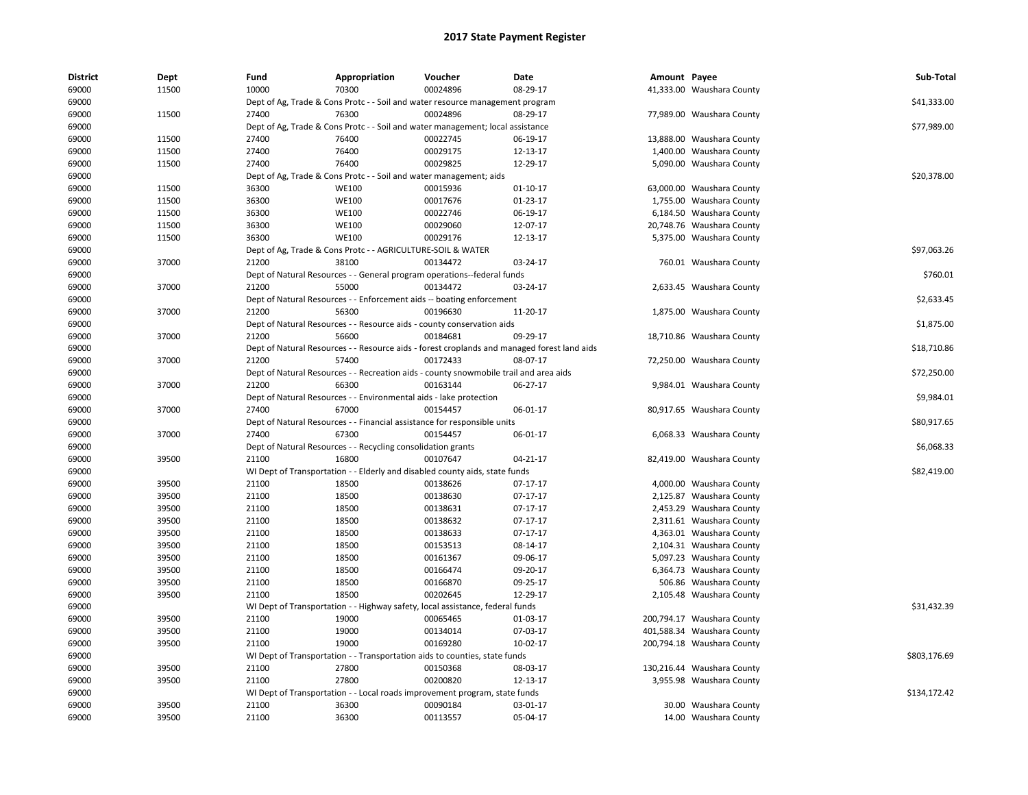# 2017 State Payment Register

| District | Dept | Fund | Appropriation | Voucher | Date | Amount | Payee | Sub-Total |
|---|---|---|---|---|---|---|---|---|
| 69000 | 11500 | 10000 | 70300 | 00024896 | 08-29-17 | 41,333.00 | Waushara County | |
| 69000 | | Dept of Ag, Trade & Cons Protc - - Soil and water resource management program | | | | | | $41,333.00 |
| 69000 | 11500 | 27400 | 76300 | 00024896 | 08-29-17 | 77,989.00 | Waushara County | |
| 69000 | | Dept of Ag, Trade & Cons Protc - - Soil and water management; local assistance | | | | | | $77,989.00 |
| 69000 | 11500 | 27400 | 76400 | 00022745 | 06-19-17 | 13,888.00 | Waushara County | |
| 69000 | 11500 | 27400 | 76400 | 00029175 | 12-13-17 | 1,400.00 | Waushara County | |
| 69000 | 11500 | 27400 | 76400 | 00029825 | 12-29-17 | 5,090.00 | Waushara County | |
| 69000 | | Dept of Ag, Trade & Cons Protc - - Soil and water management; aids | | | | | | $20,378.00 |
| 69000 | 11500 | 36300 | WE100 | 00015936 | 01-10-17 | 63,000.00 | Waushara County | |
| 69000 | 11500 | 36300 | WE100 | 00017676 | 01-23-17 | 1,755.00 | Waushara County | |
| 69000 | 11500 | 36300 | WE100 | 00022746 | 06-19-17 | 6,184.50 | Waushara County | |
| 69000 | 11500 | 36300 | WE100 | 00029060 | 12-07-17 | 20,748.76 | Waushara County | |
| 69000 | 11500 | 36300 | WE100 | 00029176 | 12-13-17 | 5,375.00 | Waushara County | |
| 69000 | | Dept of Ag, Trade & Cons Protc - - AGRICULTURE-SOIL & WATER | | | | | | $97,063.26 |
| 69000 | 37000 | 21200 | 38100 | 00134472 | 03-24-17 | 760.01 | Waushara County | |
| 69000 | | Dept of Natural Resources - - General program operations--federal funds | | | | | | $760.01 |
| 69000 | 37000 | 21200 | 55000 | 00134472 | 03-24-17 | 2,633.45 | Waushara County | |
| 69000 | | Dept of Natural Resources - - Enforcement aids -- boating enforcement | | | | | | $2,633.45 |
| 69000 | 37000 | 21200 | 56300 | 00196630 | 11-20-17 | 1,875.00 | Waushara County | |
| 69000 | | Dept of Natural Resources - - Resource aids - county conservation aids | | | | | | $1,875.00 |
| 69000 | 37000 | 21200 | 56600 | 00184681 | 09-29-17 | 18,710.86 | Waushara County | |
| 69000 | | Dept of Natural Resources - - Resource aids - forest croplands and managed forest land aids | | | | | | $18,710.86 |
| 69000 | 37000 | 21200 | 57400 | 00172433 | 08-07-17 | 72,250.00 | Waushara County | |
| 69000 | | Dept of Natural Resources - - Recreation aids - county snowmobile trail and area aids | | | | | | $72,250.00 |
| 69000 | 37000 | 21200 | 66300 | 00163144 | 06-27-17 | 9,984.01 | Waushara County | |
| 69000 | | Dept of Natural Resources - - Environmental aids - lake protection | | | | | | $9,984.01 |
| 69000 | 37000 | 27400 | 67000 | 00154457 | 06-01-17 | 80,917.65 | Waushara County | |
| 69000 | | Dept of Natural Resources - - Financial assistance for responsible units | | | | | | $80,917.65 |
| 69000 | 37000 | 27400 | 67300 | 00154457 | 06-01-17 | 6,068.33 | Waushara County | |
| 69000 | | Dept of Natural Resources - - Recycling consolidation grants | | | | | | $6,068.33 |
| 69000 | 39500 | 21100 | 16800 | 00107647 | 04-21-17 | 82,419.00 | Waushara County | |
| 69000 | | WI Dept of Transportation - - Elderly and disabled county aids, state funds | | | | | | $82,419.00 |
| 69000 | 39500 | 21100 | 18500 | 00138626 | 07-17-17 | 4,000.00 | Waushara County | |
| 69000 | 39500 | 21100 | 18500 | 00138630 | 07-17-17 | 2,125.87 | Waushara County | |
| 69000 | 39500 | 21100 | 18500 | 00138631 | 07-17-17 | 2,453.29 | Waushara County | |
| 69000 | 39500 | 21100 | 18500 | 00138632 | 07-17-17 | 2,311.61 | Waushara County | |
| 69000 | 39500 | 21100 | 18500 | 00138633 | 07-17-17 | 4,363.01 | Waushara County | |
| 69000 | 39500 | 21100 | 18500 | 00153513 | 08-14-17 | 2,104.31 | Waushara County | |
| 69000 | 39500 | 21100 | 18500 | 00161367 | 09-06-17 | 5,097.23 | Waushara County | |
| 69000 | 39500 | 21100 | 18500 | 00166474 | 09-20-17 | 6,364.73 | Waushara County | |
| 69000 | 39500 | 21100 | 18500 | 00166870 | 09-25-17 | 506.86 | Waushara County | |
| 69000 | 39500 | 21100 | 18500 | 00202645 | 12-29-17 | 2,105.48 | Waushara County | |
| 69000 | | WI Dept of Transportation - - Highway safety, local assistance, federal funds | | | | | | $31,432.39 |
| 69000 | 39500 | 21100 | 19000 | 00065465 | 01-03-17 | 200,794.17 | Waushara County | |
| 69000 | 39500 | 21100 | 19000 | 00134014 | 07-03-17 | 401,588.34 | Waushara County | |
| 69000 | 39500 | 21100 | 19000 | 00169280 | 10-02-17 | 200,794.18 | Waushara County | |
| 69000 | | WI Dept of Transportation - - Transportation aids to counties, state funds | | | | | | $803,176.69 |
| 69000 | 39500 | 21100 | 27800 | 00150368 | 08-03-17 | 130,216.44 | Waushara County | |
| 69000 | 39500 | 21100 | 27800 | 00200820 | 12-13-17 | 3,955.98 | Waushara County | |
| 69000 | | WI Dept of Transportation - - Local roads improvement program, state funds | | | | | | $134,172.42 |
| 69000 | 39500 | 21100 | 36300 | 00090184 | 03-01-17 | 30.00 | Waushara County | |
| 69000 | 39500 | 21100 | 36300 | 00113557 | 05-04-17 | 14.00 | Waushara County | |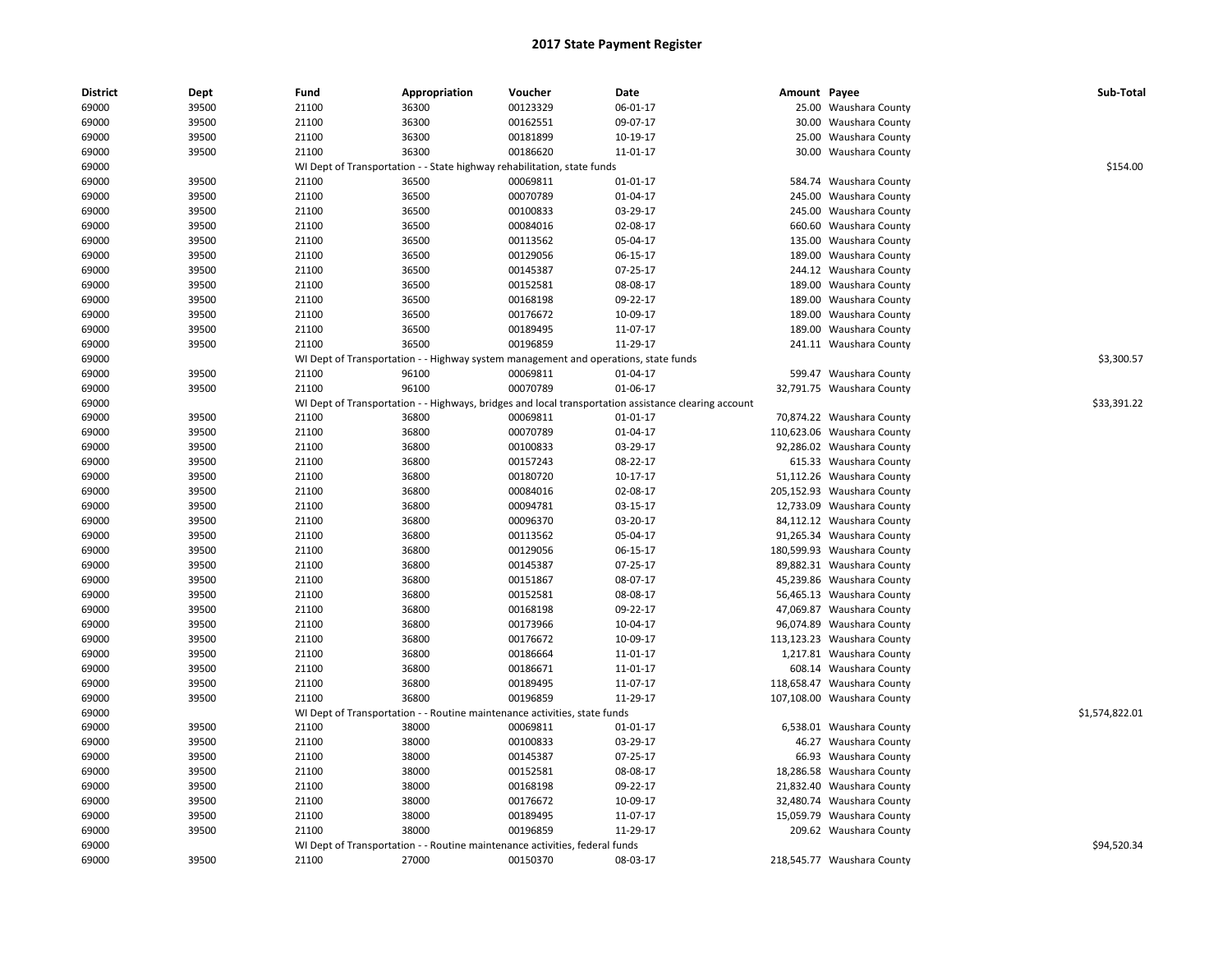# 2017 State Payment Register

| District | Dept | Fund | Appropriation | Voucher | Date | Amount | Payee | Sub-Total |
|---|---|---|---|---|---|---|---|---|
| 69000 | 39500 | 21100 | 36300 | 00123329 | 06-01-17 | 25.00 | Waushara County | |
| 69000 | 39500 | 21100 | 36300 | 00162551 | 09-07-17 | 30.00 | Waushara County | |
| 69000 | 39500 | 21100 | 36300 | 00181899 | 10-19-17 | 25.00 | Waushara County | |
| 69000 | 39500 | 21100 | 36300 | 00186620 | 11-01-17 | 30.00 | Waushara County | |
| 69000 | | WI Dept of Transportation - - State highway rehabilitation, state funds | | | | | | $154.00 |
| 69000 | 39500 | 21100 | 36500 | 00069811 | 01-01-17 | 584.74 | Waushara County | |
| 69000 | 39500 | 21100 | 36500 | 00070789 | 01-04-17 | 245.00 | Waushara County | |
| 69000 | 39500 | 21100 | 36500 | 00100833 | 03-29-17 | 245.00 | Waushara County | |
| 69000 | 39500 | 21100 | 36500 | 00084016 | 02-08-17 | 660.60 | Waushara County | |
| 69000 | 39500 | 21100 | 36500 | 00113562 | 05-04-17 | 135.00 | Waushara County | |
| 69000 | 39500 | 21100 | 36500 | 00129056 | 06-15-17 | 189.00 | Waushara County | |
| 69000 | 39500 | 21100 | 36500 | 00145387 | 07-25-17 | 244.12 | Waushara County | |
| 69000 | 39500 | 21100 | 36500 | 00152581 | 08-08-17 | 189.00 | Waushara County | |
| 69000 | 39500 | 21100 | 36500 | 00168198 | 09-22-17 | 189.00 | Waushara County | |
| 69000 | 39500 | 21100 | 36500 | 00176672 | 10-09-17 | 189.00 | Waushara County | |
| 69000 | 39500 | 21100 | 36500 | 00189495 | 11-07-17 | 189.00 | Waushara County | |
| 69000 | 39500 | 21100 | 36500 | 00196859 | 11-29-17 | 241.11 | Waushara County | |
| 69000 | | WI Dept of Transportation - - Highway system management and operations, state funds | | | | | | $3,300.57 |
| 69000 | 39500 | 21100 | 96100 | 00069811 | 01-04-17 | 599.47 | Waushara County | |
| 69000 | 39500 | 21100 | 96100 | 00070789 | 01-06-17 | 32,791.75 | Waushara County | |
| 69000 | | WI Dept of Transportation - - Highways, bridges and local transportation assistance clearing account | | | | | | $33,391.22 |
| 69000 | 39500 | 21100 | 36800 | 00069811 | 01-01-17 | 70,874.22 | Waushara County | |
| 69000 | 39500 | 21100 | 36800 | 00070789 | 01-04-17 | 110,623.06 | Waushara County | |
| 69000 | 39500 | 21100 | 36800 | 00100833 | 03-29-17 | 92,286.02 | Waushara County | |
| 69000 | 39500 | 21100 | 36800 | 00157243 | 08-22-17 | 615.33 | Waushara County | |
| 69000 | 39500 | 21100 | 36800 | 00180720 | 10-17-17 | 51,112.26 | Waushara County | |
| 69000 | 39500 | 21100 | 36800 | 00084016 | 02-08-17 | 205,152.93 | Waushara County | |
| 69000 | 39500 | 21100 | 36800 | 00094781 | 03-15-17 | 12,733.09 | Waushara County | |
| 69000 | 39500 | 21100 | 36800 | 00096370 | 03-20-17 | 84,112.12 | Waushara County | |
| 69000 | 39500 | 21100 | 36800 | 00113562 | 05-04-17 | 91,265.34 | Waushara County | |
| 69000 | 39500 | 21100 | 36800 | 00129056 | 06-15-17 | 180,599.93 | Waushara County | |
| 69000 | 39500 | 21100 | 36800 | 00145387 | 07-25-17 | 89,882.31 | Waushara County | |
| 69000 | 39500 | 21100 | 36800 | 00151867 | 08-07-17 | 45,239.86 | Waushara County | |
| 69000 | 39500 | 21100 | 36800 | 00152581 | 08-08-17 | 56,465.13 | Waushara County | |
| 69000 | 39500 | 21100 | 36800 | 00168198 | 09-22-17 | 47,069.87 | Waushara County | |
| 69000 | 39500 | 21100 | 36800 | 00173966 | 10-04-17 | 96,074.89 | Waushara County | |
| 69000 | 39500 | 21100 | 36800 | 00176672 | 10-09-17 | 113,123.23 | Waushara County | |
| 69000 | 39500 | 21100 | 36800 | 00186664 | 11-01-17 | 1,217.81 | Waushara County | |
| 69000 | 39500 | 21100 | 36800 | 00186671 | 11-01-17 | 608.14 | Waushara County | |
| 69000 | 39500 | 21100 | 36800 | 00189495 | 11-07-17 | 118,658.47 | Waushara County | |
| 69000 | 39500 | 21100 | 36800 | 00196859 | 11-29-17 | 107,108.00 | Waushara County | |
| 69000 | | WI Dept of Transportation - - Routine maintenance activities, state funds | | | | | | $1,574,822.01 |
| 69000 | 39500 | 21100 | 38000 | 00069811 | 01-01-17 | 6,538.01 | Waushara County | |
| 69000 | 39500 | 21100 | 38000 | 00100833 | 03-29-17 | 46.27 | Waushara County | |
| 69000 | 39500 | 21100 | 38000 | 00145387 | 07-25-17 | 66.93 | Waushara County | |
| 69000 | 39500 | 21100 | 38000 | 00152581 | 08-08-17 | 18,286.58 | Waushara County | |
| 69000 | 39500 | 21100 | 38000 | 00168198 | 09-22-17 | 21,832.40 | Waushara County | |
| 69000 | 39500 | 21100 | 38000 | 00176672 | 10-09-17 | 32,480.74 | Waushara County | |
| 69000 | 39500 | 21100 | 38000 | 00189495 | 11-07-17 | 15,059.79 | Waushara County | |
| 69000 | 39500 | 21100 | 38000 | 00196859 | 11-29-17 | 209.62 | Waushara County | |
| 69000 | | WI Dept of Transportation - - Routine maintenance activities, federal funds | | | | | | $94,520.34 |
| 69000 | 39500 | 21100 | 27000 | 00150370 | 08-03-17 | 218,545.77 | Waushara County | |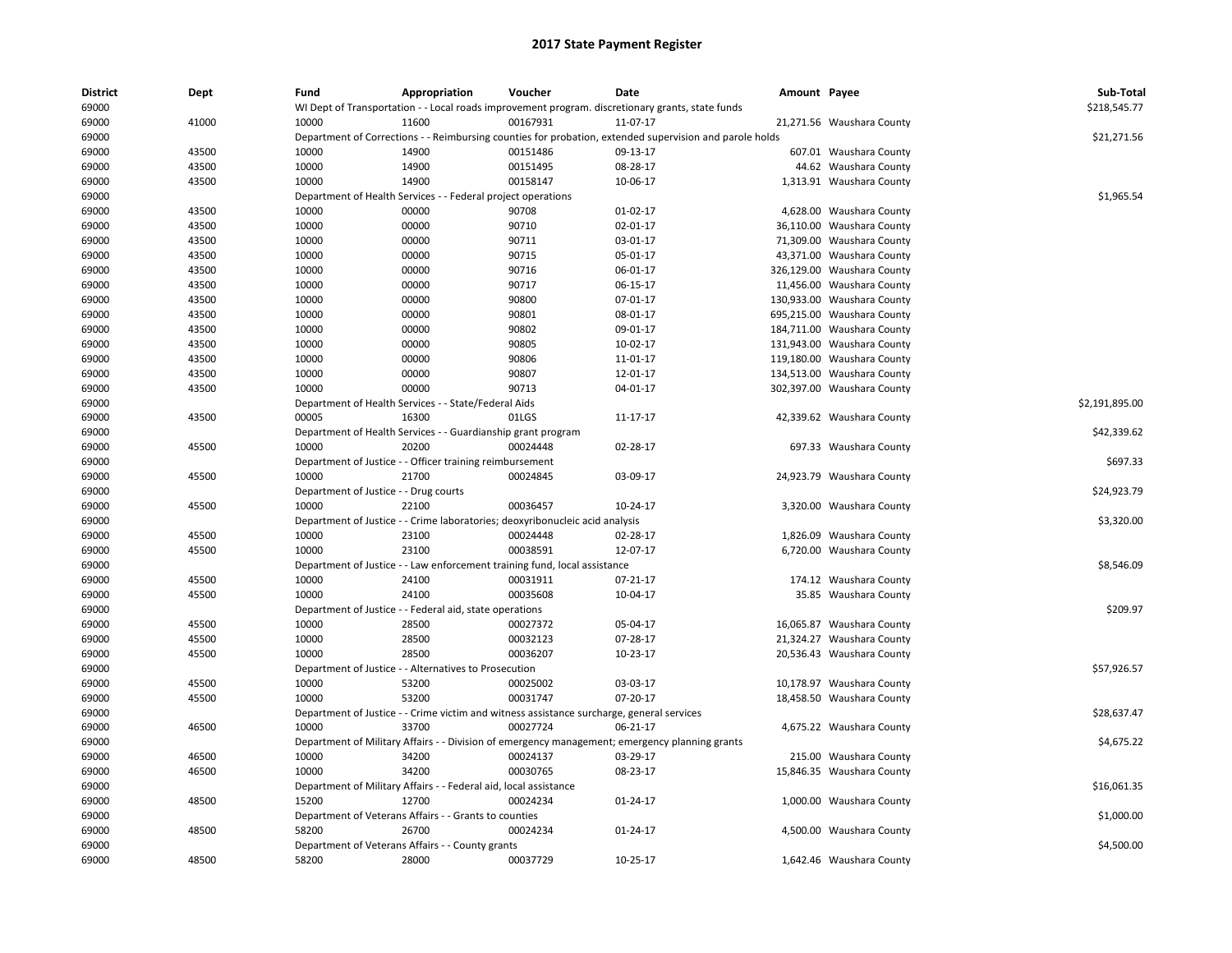# 2017 State Payment Register

| District | Dept | Fund | Appropriation | Voucher | Date | Amount | Payee | Sub-Total |
|---|---|---|---|---|---|---|---|---|
| 69000 | | WI Dept of Transportation - - Local roads improvement program. discretionary grants, state funds | | | | | | $218,545.77 |
| 69000 | 41000 | 10000 | 11600 | 00167931 | 11-07-17 | 21,271.56 | Waushara County | |
| 69000 | | Department of Corrections - - Reimbursing counties for probation, extended supervision and parole holds | | | | | | $21,271.56 |
| 69000 | 43500 | 10000 | 14900 | 00151486 | 09-13-17 | 607.01 | Waushara County | |
| 69000 | 43500 | 10000 | 14900 | 00151495 | 08-28-17 | 44.62 | Waushara County | |
| 69000 | 43500 | 10000 | 14900 | 00158147 | 10-06-17 | 1,313.91 | Waushara County | |
| 69000 | | Department of Health Services - - Federal project operations | | | | | | $1,965.54 |
| 69000 | 43500 | 10000 | 00000 | 90708 | 01-02-17 | 4,628.00 | Waushara County | |
| 69000 | 43500 | 10000 | 00000 | 90710 | 02-01-17 | 36,110.00 | Waushara County | |
| 69000 | 43500 | 10000 | 00000 | 90711 | 03-01-17 | 71,309.00 | Waushara County | |
| 69000 | 43500 | 10000 | 00000 | 90715 | 05-01-17 | 43,371.00 | Waushara County | |
| 69000 | 43500 | 10000 | 00000 | 90716 | 06-01-17 | 326,129.00 | Waushara County | |
| 69000 | 43500 | 10000 | 00000 | 90717 | 06-15-17 | 11,456.00 | Waushara County | |
| 69000 | 43500 | 10000 | 00000 | 90800 | 07-01-17 | 130,933.00 | Waushara County | |
| 69000 | 43500 | 10000 | 00000 | 90801 | 08-01-17 | 695,215.00 | Waushara County | |
| 69000 | 43500 | 10000 | 00000 | 90802 | 09-01-17 | 184,711.00 | Waushara County | |
| 69000 | 43500 | 10000 | 00000 | 90805 | 10-02-17 | 131,943.00 | Waushara County | |
| 69000 | 43500 | 10000 | 00000 | 90806 | 11-01-17 | 119,180.00 | Waushara County | |
| 69000 | 43500 | 10000 | 00000 | 90807 | 12-01-17 | 134,513.00 | Waushara County | |
| 69000 | 43500 | 10000 | 00000 | 90713 | 04-01-17 | 302,397.00 | Waushara County | |
| 69000 | | Department of Health Services - - State/Federal Aids | | | | | | $2,191,895.00 |
| 69000 | 43500 | 00005 | 16300 | 01LGS | 11-17-17 | 42,339.62 | Waushara County | |
| 69000 | | Department of Health Services - - Guardianship grant program | | | | | | $42,339.62 |
| 69000 | 45500 | 10000 | 20200 | 00024448 | 02-28-17 | 697.33 | Waushara County | |
| 69000 | | Department of Justice - - Officer training reimbursement | | | | | | $697.33 |
| 69000 | 45500 | 10000 | 21700 | 00024845 | 03-09-17 | 24,923.79 | Waushara County | |
| 69000 | | Department of Justice - - Drug courts | | | | | | $24,923.79 |
| 69000 | 45500 | 10000 | 22100 | 00036457 | 10-24-17 | 3,320.00 | Waushara County | |
| 69000 | | Department of Justice - - Crime laboratories; deoxyribonucleic acid analysis | | | | | | $3,320.00 |
| 69000 | 45500 | 10000 | 23100 | 00024448 | 02-28-17 | 1,826.09 | Waushara County | |
| 69000 | 45500 | 10000 | 23100 | 00038591 | 12-07-17 | 6,720.00 | Waushara County | |
| 69000 | | Department of Justice - - Law enforcement training fund, local assistance | | | | | | $8,546.09 |
| 69000 | 45500 | 10000 | 24100 | 00031911 | 07-21-17 | 174.12 | Waushara County | |
| 69000 | 45500 | 10000 | 24100 | 00035608 | 10-04-17 | 35.85 | Waushara County | |
| 69000 | | Department of Justice - - Federal aid, state operations | | | | | | $209.97 |
| 69000 | 45500 | 10000 | 28500 | 00027372 | 05-04-17 | 16,065.87 | Waushara County | |
| 69000 | 45500 | 10000 | 28500 | 00032123 | 07-28-17 | 21,324.27 | Waushara County | |
| 69000 | 45500 | 10000 | 28500 | 00036207 | 10-23-17 | 20,536.43 | Waushara County | |
| 69000 | | Department of Justice - - Alternatives to Prosecution | | | | | | $57,926.57 |
| 69000 | 45500 | 10000 | 53200 | 00025002 | 03-03-17 | 10,178.97 | Waushara County | |
| 69000 | 45500 | 10000 | 53200 | 00031747 | 07-20-17 | 18,458.50 | Waushara County | |
| 69000 | | Department of Justice - - Crime victim and witness assistance surcharge, general services | | | | | | $28,637.47 |
| 69000 | 46500 | 10000 | 33700 | 00027724 | 06-21-17 | 4,675.22 | Waushara County | |
| 69000 | | Department of Military Affairs - - Division of emergency management; emergency planning grants | | | | | | $4,675.22 |
| 69000 | 46500 | 10000 | 34200 | 00024137 | 03-29-17 | 215.00 | Waushara County | |
| 69000 | 46500 | 10000 | 34200 | 00030765 | 08-23-17 | 15,846.35 | Waushara County | |
| 69000 | | Department of Military Affairs - - Federal aid, local assistance | | | | | | $16,061.35 |
| 69000 | 48500 | 15200 | 12700 | 00024234 | 01-24-17 | 1,000.00 | Waushara County | |
| 69000 | | Department of Veterans Affairs - - Grants to counties | | | | | | $1,000.00 |
| 69000 | 48500 | 58200 | 26700 | 00024234 | 01-24-17 | 4,500.00 | Waushara County | |
| 69000 | | Department of Veterans Affairs - - County grants | | | | | | $4,500.00 |
| 69000 | 48500 | 58200 | 28000 | 00037729 | 10-25-17 | 1,642.46 | Waushara County | |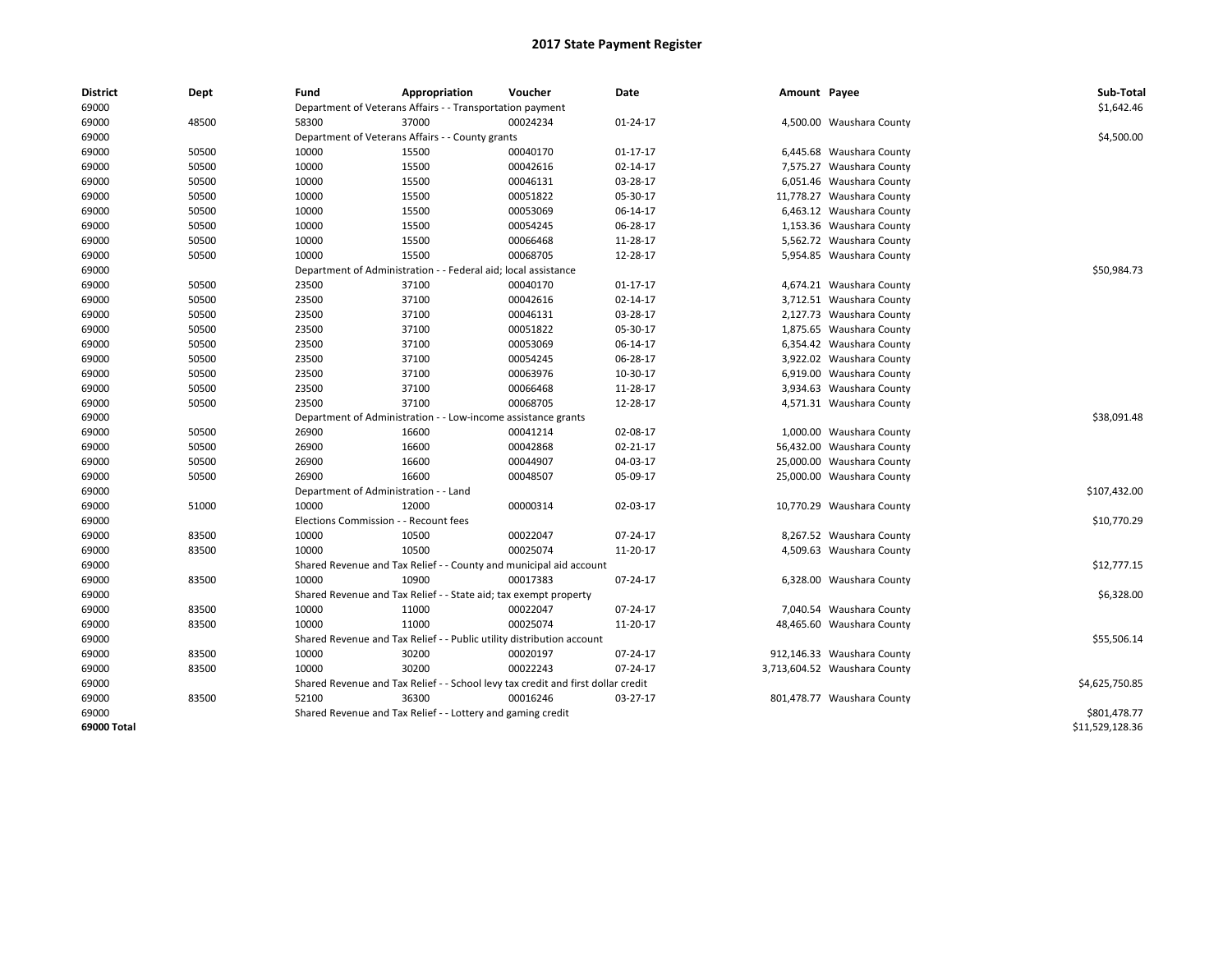# 2017 State Payment Register

| District | Dept | Fund | Appropriation | Voucher | Date | Amount | Payee | Sub-Total |
|---|---|---|---|---|---|---|---|---|
| 69000 | | Department of Veterans Affairs - - Transportation payment | | | | | | $1,642.46 |
| 69000 | 48500 | 58300 | 37000 | 00024234 | 01-24-17 | 4,500.00 | Waushara County | |
| 69000 | | Department of Veterans Affairs - - County grants | | | | | | $4,500.00 |
| 69000 | 50500 | 10000 | 15500 | 00040170 | 01-17-17 | 6,445.68 | Waushara County | |
| 69000 | 50500 | 10000 | 15500 | 00042616 | 02-14-17 | 7,575.27 | Waushara County | |
| 69000 | 50500 | 10000 | 15500 | 00046131 | 03-28-17 | 6,051.46 | Waushara County | |
| 69000 | 50500 | 10000 | 15500 | 00051822 | 05-30-17 | 11,778.27 | Waushara County | |
| 69000 | 50500 | 10000 | 15500 | 00053069 | 06-14-17 | 6,463.12 | Waushara County | |
| 69000 | 50500 | 10000 | 15500 | 00054245 | 06-28-17 | 1,153.36 | Waushara County | |
| 69000 | 50500 | 10000 | 15500 | 00066468 | 11-28-17 | 5,562.72 | Waushara County | |
| 69000 | 50500 | 10000 | 15500 | 00068705 | 12-28-17 | 5,954.85 | Waushara County | |
| 69000 | | Department of Administration - - Federal aid; local assistance | | | | | | $50,984.73 |
| 69000 | 50500 | 23500 | 37100 | 00040170 | 01-17-17 | 4,674.21 | Waushara County | |
| 69000 | 50500 | 23500 | 37100 | 00042616 | 02-14-17 | 3,712.51 | Waushara County | |
| 69000 | 50500 | 23500 | 37100 | 00046131 | 03-28-17 | 2,127.73 | Waushara County | |
| 69000 | 50500 | 23500 | 37100 | 00051822 | 05-30-17 | 1,875.65 | Waushara County | |
| 69000 | 50500 | 23500 | 37100 | 00053069 | 06-14-17 | 6,354.42 | Waushara County | |
| 69000 | 50500 | 23500 | 37100 | 00054245 | 06-28-17 | 3,922.02 | Waushara County | |
| 69000 | 50500 | 23500 | 37100 | 00063976 | 10-30-17 | 6,919.00 | Waushara County | |
| 69000 | 50500 | 23500 | 37100 | 00066468 | 11-28-17 | 3,934.63 | Waushara County | |
| 69000 | 50500 | 23500 | 37100 | 00068705 | 12-28-17 | 4,571.31 | Waushara County | |
| 69000 | | Department of Administration - - Low-income assistance grants | | | | | | $38,091.48 |
| 69000 | 50500 | 26900 | 16600 | 00041214 | 02-08-17 | 1,000.00 | Waushara County | |
| 69000 | 50500 | 26900 | 16600 | 00042868 | 02-21-17 | 56,432.00 | Waushara County | |
| 69000 | 50500 | 26900 | 16600 | 00044907 | 04-03-17 | 25,000.00 | Waushara County | |
| 69000 | 50500 | 26900 | 16600 | 00048507 | 05-09-17 | 25,000.00 | Waushara County | |
| 69000 | | Department of Administration - - Land | | | | | | $107,432.00 |
| 69000 | 51000 | 10000 | 12000 | 00000314 | 02-03-17 | 10,770.29 | Waushara County | |
| 69000 | | Elections Commission - - Recount fees | | | | | | $10,770.29 |
| 69000 | 83500 | 10000 | 10500 | 00022047 | 07-24-17 | 8,267.52 | Waushara County | |
| 69000 | 83500 | 10000 | 10500 | 00025074 | 11-20-17 | 4,509.63 | Waushara County | |
| 69000 | | Shared Revenue and Tax Relief - - County and municipal aid account | | | | | | $12,777.15 |
| 69000 | 83500 | 10000 | 10900 | 00017383 | 07-24-17 | 6,328.00 | Waushara County | |
| 69000 | | Shared Revenue and Tax Relief - - State aid; tax exempt property | | | | | | $6,328.00 |
| 69000 | 83500 | 10000 | 11000 | 00022047 | 07-24-17 | 7,040.54 | Waushara County | |
| 69000 | 83500 | 10000 | 11000 | 00025074 | 11-20-17 | 48,465.60 | Waushara County | |
| 69000 | | Shared Revenue and Tax Relief - - Public utility distribution account | | | | | | $55,506.14 |
| 69000 | 83500 | 10000 | 30200 | 00020197 | 07-24-17 | 912,146.33 | Waushara County | |
| 69000 | 83500 | 10000 | 30200 | 00022243 | 07-24-17 | 3,713,604.52 | Waushara County | |
| 69000 | | Shared Revenue and Tax Relief - - School levy tax credit and first dollar credit | | | | | | $4,625,750.85 |
| 69000 | 83500 | 52100 | 36300 | 00016246 | 03-27-17 | 801,478.77 | Waushara County | |
| 69000 | | Shared Revenue and Tax Relief - - Lottery and gaming credit | | | | | | $801,478.77 |
| **69000 Total** | | | | | | | | $11,529,128.36 |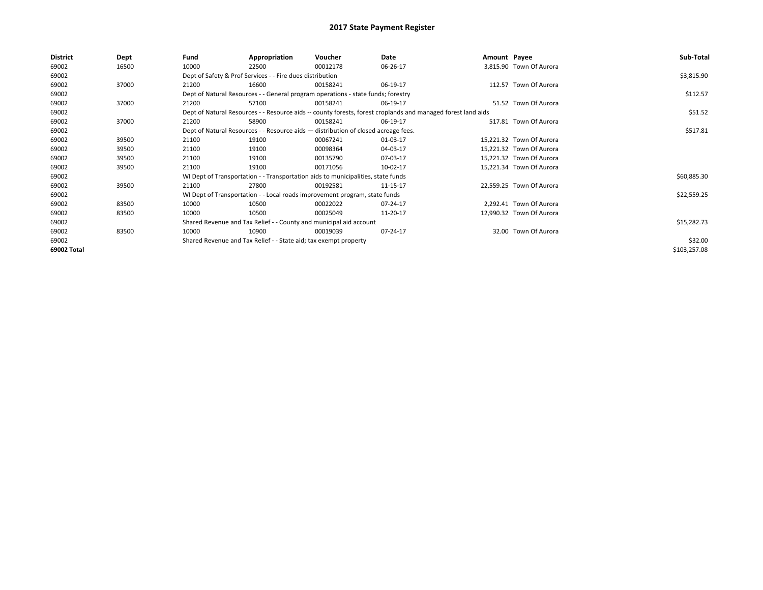# 2017 State Payment Register

| District | Dept | Fund | Appropriation | Voucher | Date | Amount | Payee | Sub-Total |
|---|---|---|---|---|---|---|---|---|
| 69002 | 16500 | 10000 | 22500 | 00012178 | 06-26-17 | 3,815.90 | Town Of Aurora | |
| 69002 | | Dept of Safety & Prof Services - - Fire dues distribution | | | | | | $3,815.90 |
| 69002 | 37000 | 21200 | 16600 | 00158241 | 06-19-17 | 112.57 | Town Of Aurora | |
| 69002 | | Dept of Natural Resources - - General program operations - state funds; forestry | | | | | | $112.57 |
| 69002 | 37000 | 21200 | 57100 | 00158241 | 06-19-17 | 51.52 | Town Of Aurora | |
| 69002 | | Dept of Natural Resources - - Resource aids -- county forests, forest croplands and managed forest land aids | | | | | | $51.52 |
| 69002 | 37000 | 21200 | 58900 | 00158241 | 06-19-17 | 517.81 | Town Of Aurora | |
| 69002 | | Dept of Natural Resources - - Resource aids — distribution of closed acreage fees. | | | | | | $517.81 |
| 69002 | 39500 | 21100 | 19100 | 00067241 | 01-03-17 | 15,221.32 | Town Of Aurora | |
| 69002 | 39500 | 21100 | 19100 | 00098364 | 04-03-17 | 15,221.32 | Town Of Aurora | |
| 69002 | 39500 | 21100 | 19100 | 00135790 | 07-03-17 | 15,221.32 | Town Of Aurora | |
| 69002 | 39500 | 21100 | 19100 | 00171056 | 10-02-17 | 15,221.34 | Town Of Aurora | |
| 69002 | | WI Dept of Transportation - - Transportation aids to municipalities, state funds | | | | | | $60,885.30 |
| 69002 | 39500 | 21100 | 27800 | 00192581 | 11-15-17 | 22,559.25 | Town Of Aurora | |
| 69002 | | WI Dept of Transportation - - Local roads improvement program, state funds | | | | | | $22,559.25 |
| 69002 | 83500 | 10000 | 10500 | 00022022 | 07-24-17 | 2,292.41 | Town Of Aurora | |
| 69002 | 83500 | 10000 | 10500 | 00025049 | 11-20-17 | 12,990.32 | Town Of Aurora | |
| 69002 | | Shared Revenue and Tax Relief - - County and municipal aid account | | | | | | $15,282.73 |
| 69002 | 83500 | 10000 | 10900 | 00019039 | 07-24-17 | 32.00 | Town Of Aurora | |
| 69002 | | Shared Revenue and Tax Relief - - State aid; tax exempt property | | | | | | $32.00 |
| 69002 Total | | | | | | | | $103,257.08 |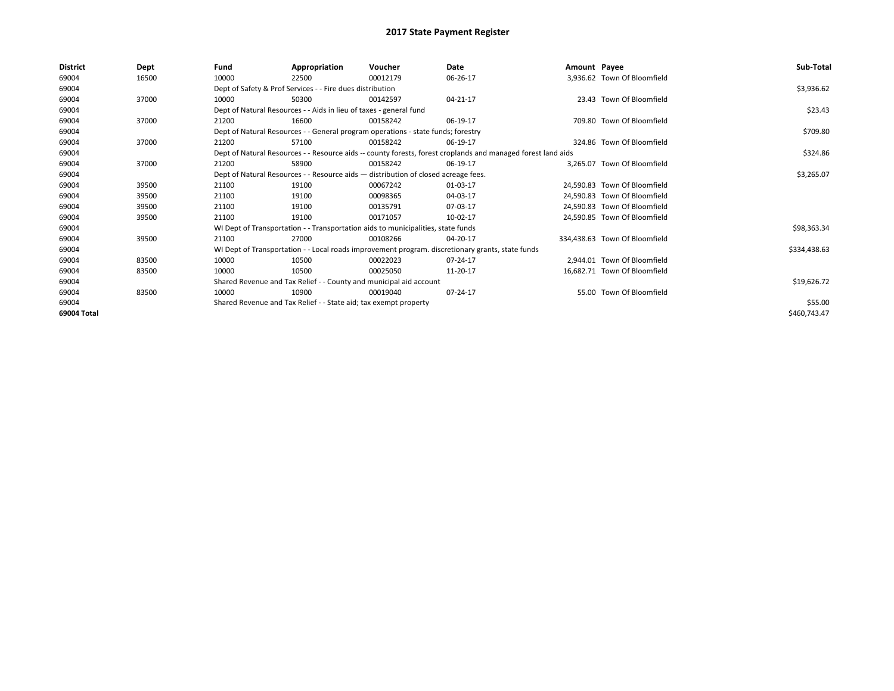# 2017 State Payment Register

| District | Dept | Fund | Appropriation | Voucher | Date | Amount | Payee | Sub-Total |
|---|---|---|---|---|---|---|---|---|
| 69004 | 16500 | 10000 | 22500 | 00012179 | 06-26-17 | 3,936.62 | Town Of Bloomfield | |
| 69004 | | Dept of Safety & Prof Services - - Fire dues distribution | | | | | | $3,936.62 |
| 69004 | 37000 | 10000 | 50300 | 00142597 | 04-21-17 | 23.43 | Town Of Bloomfield | |
| 69004 | | Dept of Natural Resources - - Aids in lieu of taxes - general fund | | | | | | $23.43 |
| 69004 | 37000 | 21200 | 16600 | 00158242 | 06-19-17 | 709.80 | Town Of Bloomfield | |
| 69004 | | Dept of Natural Resources - - General program operations - state funds; forestry | | | | | | $709.80 |
| 69004 | 37000 | 21200 | 57100 | 00158242 | 06-19-17 | 324.86 | Town Of Bloomfield | |
| 69004 | | Dept of Natural Resources - - Resource aids -- county forests, forest croplands and managed forest land aids | | | | | | $324.86 |
| 69004 | 37000 | 21200 | 58900 | 00158242 | 06-19-17 | 3,265.07 | Town Of Bloomfield | |
| 69004 | | Dept of Natural Resources - - Resource aids — distribution of closed acreage fees. | | | | | | $3,265.07 |
| 69004 | 39500 | 21100 | 19100 | 00067242 | 01-03-17 | 24,590.83 | Town Of Bloomfield | |
| 69004 | 39500 | 21100 | 19100 | 00098365 | 04-03-17 | 24,590.83 | Town Of Bloomfield | |
| 69004 | 39500 | 21100 | 19100 | 00135791 | 07-03-17 | 24,590.83 | Town Of Bloomfield | |
| 69004 | 39500 | 21100 | 19100 | 00171057 | 10-02-17 | 24,590.85 | Town Of Bloomfield | |
| 69004 | | WI Dept of Transportation - - Transportation aids to municipalities, state funds | | | | | | $98,363.34 |
| 69004 | 39500 | 21100 | 27000 | 00108266 | 04-20-17 | 334,438.63 | Town Of Bloomfield | |
| 69004 | | WI Dept of Transportation - - Local roads improvement program. discretionary grants, state funds | | | | | | $334,438.63 |
| 69004 | 83500 | 10000 | 10500 | 00022023 | 07-24-17 | 2,944.01 | Town Of Bloomfield | |
| 69004 | 83500 | 10000 | 10500 | 00025050 | 11-20-17 | 16,682.71 | Town Of Bloomfield | |
| 69004 | | Shared Revenue and Tax Relief - - County and municipal aid account | | | | | | $19,626.72 |
| 69004 | 83500 | 10000 | 10900 | 00019040 | 07-24-17 | 55.00 | Town Of Bloomfield | |
| 69004 | | Shared Revenue and Tax Relief - - State aid; tax exempt property | | | | | | $55.00 |
| 69004 Total | | | | | | | | $460,743.47 |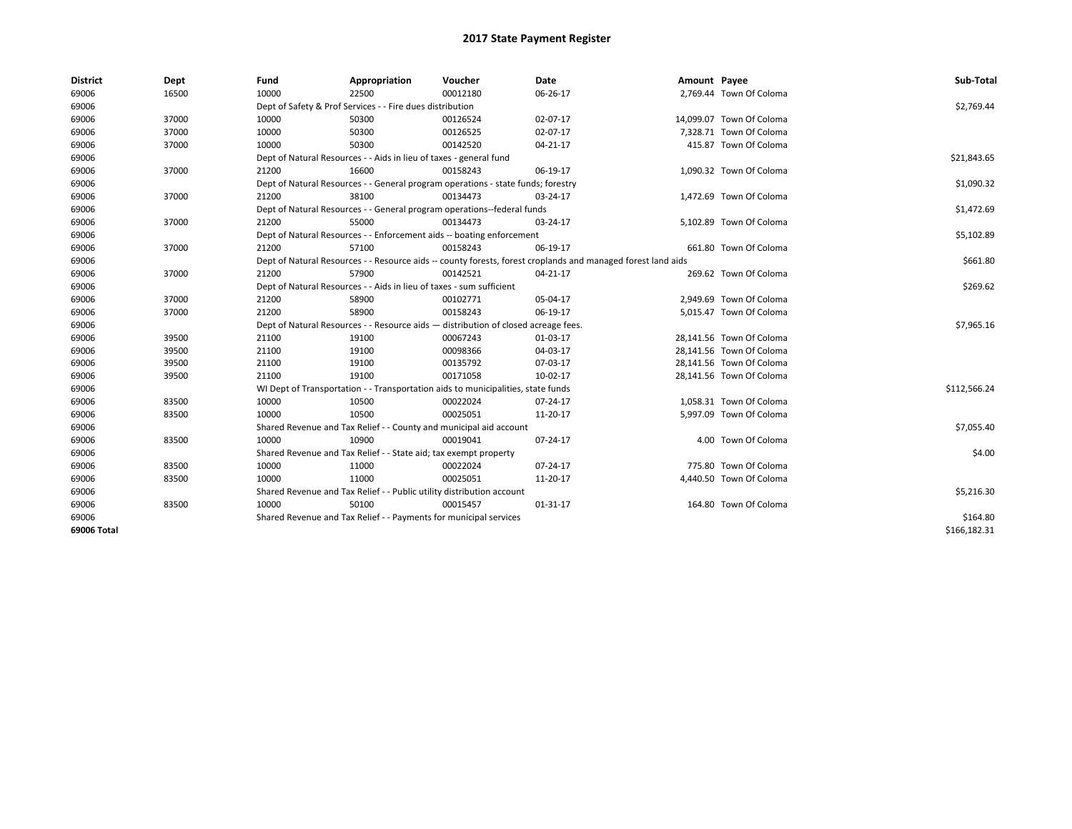# 2017 State Payment Register

| District | Dept | Fund | Appropriation | Voucher | Date | Amount | Payee | Sub-Total |
|---|---|---|---|---|---|---|---|---|
| 69006 | 16500 | 10000 | 22500 | 00012180 | 06-26-17 | 2,769.44 | Town Of Coloma | |
| 69006 | | Dept of Safety & Prof Services - - Fire dues distribution | | | | | | $2,769.44 |
| 69006 | 37000 | 10000 | 50300 | 00126524 | 02-07-17 | 14,099.07 | Town Of Coloma | |
| 69006 | 37000 | 10000 | 50300 | 00126525 | 02-07-17 | 7,328.71 | Town Of Coloma | |
| 69006 | 37000 | 10000 | 50300 | 00142520 | 04-21-17 | 415.87 | Town Of Coloma | |
| 69006 | | Dept of Natural Resources - - Aids in lieu of taxes - general fund | | | | | | $21,843.65 |
| 69006 | 37000 | 21200 | 16600 | 00158243 | 06-19-17 | 1,090.32 | Town Of Coloma | |
| 69006 | | Dept of Natural Resources - - General program operations - state funds; forestry | | | | | | $1,090.32 |
| 69006 | 37000 | 21200 | 38100 | 00134473 | 03-24-17 | 1,472.69 | Town Of Coloma | |
| 69006 | | Dept of Natural Resources - - General program operations--federal funds | | | | | | $1,472.69 |
| 69006 | 37000 | 21200 | 55000 | 00134473 | 03-24-17 | 5,102.89 | Town Of Coloma | |
| 69006 | | Dept of Natural Resources - - Enforcement aids -- boating enforcement | | | | | | $5,102.89 |
| 69006 | 37000 | 21200 | 57100 | 00158243 | 06-19-17 | 661.80 | Town Of Coloma | |
| 69006 | | Dept of Natural Resources - - Resource aids -- county forests, forest croplands and managed forest land aids | | | | | | $661.80 |
| 69006 | 37000 | 21200 | 57900 | 00142521 | 04-21-17 | 269.62 | Town Of Coloma | |
| 69006 | | Dept of Natural Resources - - Aids in lieu of taxes - sum sufficient | | | | | | $269.62 |
| 69006 | 37000 | 21200 | 58900 | 00102771 | 05-04-17 | 2,949.69 | Town Of Coloma | |
| 69006 | 37000 | 21200 | 58900 | 00158243 | 06-19-17 | 5,015.47 | Town Of Coloma | |
| 69006 | | Dept of Natural Resources - - Resource aids — distribution of closed acreage fees. | | | | | | $7,965.16 |
| 69006 | 39500 | 21100 | 19100 | 00067243 | 01-03-17 | 28,141.56 | Town Of Coloma | |
| 69006 | 39500 | 21100 | 19100 | 00098366 | 04-03-17 | 28,141.56 | Town Of Coloma | |
| 69006 | 39500 | 21100 | 19100 | 00135792 | 07-03-17 | 28,141.56 | Town Of Coloma | |
| 69006 | 39500 | 21100 | 19100 | 00171058 | 10-02-17 | 28,141.56 | Town Of Coloma | |
| 69006 | | WI Dept of Transportation - - Transportation aids to municipalities, state funds | | | | | | $112,566.24 |
| 69006 | 83500 | 10000 | 10500 | 00022024 | 07-24-17 | 1,058.31 | Town Of Coloma | |
| 69006 | 83500 | 10000 | 10500 | 00025051 | 11-20-17 | 5,997.09 | Town Of Coloma | |
| 69006 | | Shared Revenue and Tax Relief - - County and municipal aid account | | | | | | $7,055.40 |
| 69006 | 83500 | 10000 | 10900 | 00019041 | 07-24-17 | 4.00 | Town Of Coloma | |
| 69006 | | Shared Revenue and Tax Relief - - State aid; tax exempt property | | | | | | $4.00 |
| 69006 | 83500 | 10000 | 11000 | 00022024 | 07-24-17 | 775.80 | Town Of Coloma | |
| 69006 | 83500 | 10000 | 11000 | 00025051 | 11-20-17 | 4,440.50 | Town Of Coloma | |
| 69006 | | Shared Revenue and Tax Relief - - Public utility distribution account | | | | | | $5,216.30 |
| 69006 | 83500 | 10000 | 50100 | 00015457 | 01-31-17 | 164.80 | Town Of Coloma | |
| 69006 | | Shared Revenue and Tax Relief - - Payments for municipal services | | | | | | $164.80 |
| **69006 Total** | | | | | | | | $166,182.31 |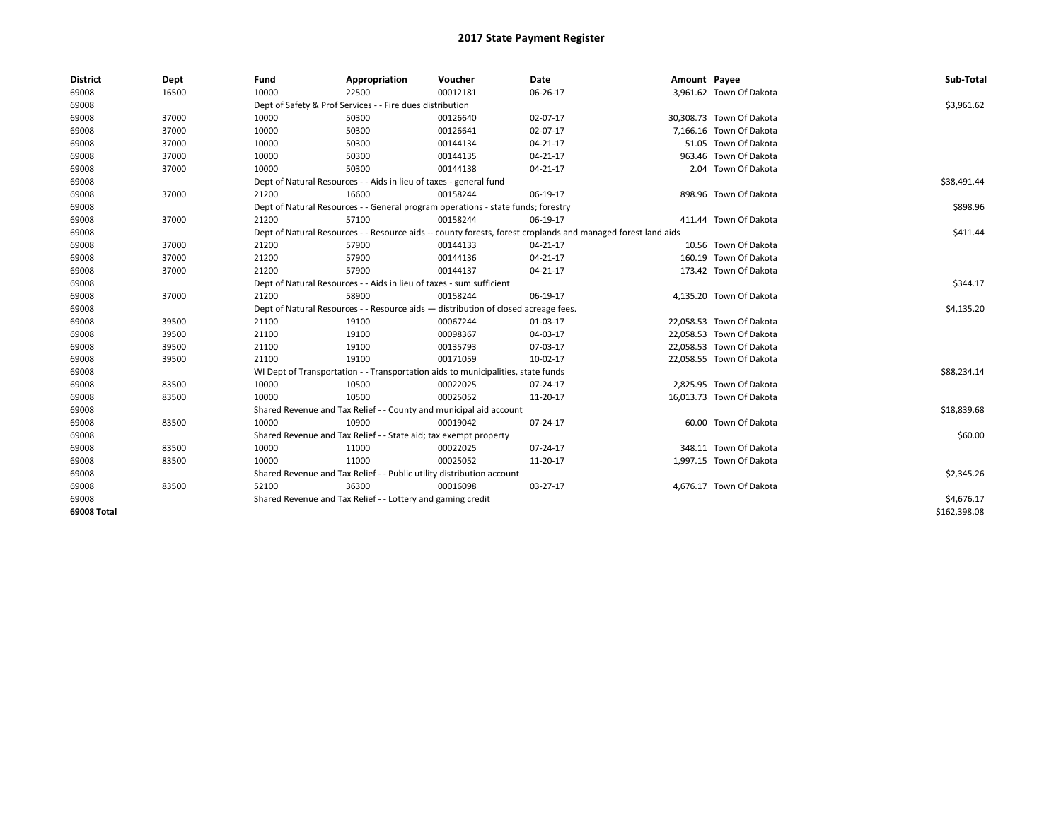# 2017 State Payment Register

| District | Dept | Fund | Appropriation | Voucher | Date | Amount | Payee | Sub-Total |
|---|---|---|---|---|---|---|---|---|
| 69008 | 16500 | 10000 | 22500 | 00012181 | 06-26-17 | 3,961.62 | Town Of Dakota | |
| 69008 | | Dept of Safety & Prof Services - - Fire dues distribution | | | | | | $3,961.62 |
| 69008 | 37000 | 10000 | 50300 | 00126640 | 02-07-17 | 30,308.73 | Town Of Dakota | |
| 69008 | 37000 | 10000 | 50300 | 00126641 | 02-07-17 | 7,166.16 | Town Of Dakota | |
| 69008 | 37000 | 10000 | 50300 | 00144134 | 04-21-17 | 51.05 | Town Of Dakota | |
| 69008 | 37000 | 10000 | 50300 | 00144135 | 04-21-17 | 963.46 | Town Of Dakota | |
| 69008 | 37000 | 10000 | 50300 | 00144138 | 04-21-17 | 2.04 | Town Of Dakota | |
| 69008 | | Dept of Natural Resources - - Aids in lieu of taxes - general fund | | | | | | $38,491.44 |
| 69008 | 37000 | 21200 | 16600 | 00158244 | 06-19-17 | 898.96 | Town Of Dakota | |
| 69008 | | Dept of Natural Resources - - General program operations - state funds; forestry | | | | | | $898.96 |
| 69008 | 37000 | 21200 | 57100 | 00158244 | 06-19-17 | 411.44 | Town Of Dakota | |
| 69008 | | Dept of Natural Resources - - Resource aids -- county forests, forest croplands and managed forest land aids | | | | | | $411.44 |
| 69008 | 37000 | 21200 | 57900 | 00144133 | 04-21-17 | 10.56 | Town Of Dakota | |
| 69008 | 37000 | 21200 | 57900 | 00144136 | 04-21-17 | 160.19 | Town Of Dakota | |
| 69008 | 37000 | 21200 | 57900 | 00144137 | 04-21-17 | 173.42 | Town Of Dakota | |
| 69008 | | Dept of Natural Resources - - Aids in lieu of taxes - sum sufficient | | | | | | $344.17 |
| 69008 | 37000 | 21200 | 58900 | 00158244 | 06-19-17 | 4,135.20 | Town Of Dakota | |
| 69008 | | Dept of Natural Resources - - Resource aids — distribution of closed acreage fees. | | | | | | $4,135.20 |
| 69008 | 39500 | 21100 | 19100 | 00067244 | 01-03-17 | 22,058.53 | Town Of Dakota | |
| 69008 | 39500 | 21100 | 19100 | 00098367 | 04-03-17 | 22,058.53 | Town Of Dakota | |
| 69008 | 39500 | 21100 | 19100 | 00135793 | 07-03-17 | 22,058.53 | Town Of Dakota | |
| 69008 | 39500 | 21100 | 19100 | 00171059 | 10-02-17 | 22,058.55 | Town Of Dakota | |
| 69008 | | WI Dept of Transportation - - Transportation aids to municipalities, state funds | | | | | | $88,234.14 |
| 69008 | 83500 | 10000 | 10500 | 00022025 | 07-24-17 | 2,825.95 | Town Of Dakota | |
| 69008 | 83500 | 10000 | 10500 | 00025052 | 11-20-17 | 16,013.73 | Town Of Dakota | |
| 69008 | | Shared Revenue and Tax Relief - - County and municipal aid account | | | | | | $18,839.68 |
| 69008 | 83500 | 10000 | 10900 | 00019042 | 07-24-17 | 60.00 | Town Of Dakota | |
| 69008 | | Shared Revenue and Tax Relief - - State aid; tax exempt property | | | | | | $60.00 |
| 69008 | 83500 | 10000 | 11000 | 00022025 | 07-24-17 | 348.11 | Town Of Dakota | |
| 69008 | 83500 | 10000 | 11000 | 00025052 | 11-20-17 | 1,997.15 | Town Of Dakota | |
| 69008 | | Shared Revenue and Tax Relief - - Public utility distribution account | | | | | | $2,345.26 |
| 69008 | 83500 | 52100 | 36300 | 00016098 | 03-27-17 | 4,676.17 | Town Of Dakota | |
| 69008 | | Shared Revenue and Tax Relief - - Lottery and gaming credit | | | | | | $4,676.17 |
| **69008 Total** | | | | | | | | $162,398.08 |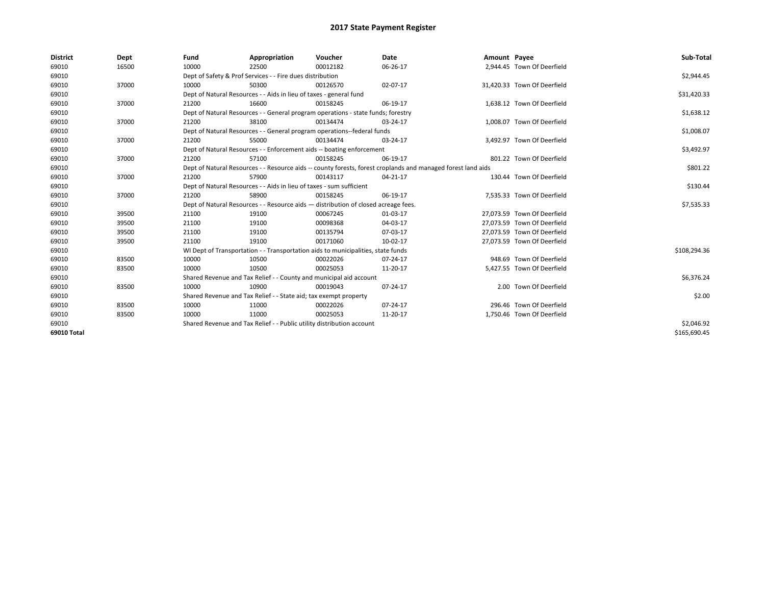# 2017 State Payment Register

| District | Dept | Fund | Appropriation | Voucher | Date | Amount | Payee | Sub-Total |
|---|---|---|---|---|---|---|---|---|
| 69010 | 16500 | 10000 | 22500 | 00012182 | 06-26-17 | 2,944.45 | Town Of Deerfield | |
| 69010 | | Dept of Safety & Prof Services - - Fire dues distribution | | | | | | $2,944.45 |
| 69010 | 37000 | 10000 | 50300 | 00126570 | 02-07-17 | 31,420.33 | Town Of Deerfield | |
| 69010 | | Dept of Natural Resources - - Aids in lieu of taxes - general fund | | | | | | $31,420.33 |
| 69010 | 37000 | 21200 | 16600 | 00158245 | 06-19-17 | 1,638.12 | Town Of Deerfield | |
| 69010 | | Dept of Natural Resources - - General program operations - state funds; forestry | | | | | | $1,638.12 |
| 69010 | 37000 | 21200 | 38100 | 00134474 | 03-24-17 | 1,008.07 | Town Of Deerfield | |
| 69010 | | Dept of Natural Resources - - General program operations--federal funds | | | | | | $1,008.07 |
| 69010 | 37000 | 21200 | 55000 | 00134474 | 03-24-17 | 3,492.97 | Town Of Deerfield | |
| 69010 | | Dept of Natural Resources - - Enforcement aids -- boating enforcement | | | | | | $3,492.97 |
| 69010 | 37000 | 21200 | 57100 | 00158245 | 06-19-17 | 801.22 | Town Of Deerfield | |
| 69010 | | Dept of Natural Resources - - Resource aids -- county forests, forest croplands and managed forest land aids | | | | | | $801.22 |
| 69010 | 37000 | 21200 | 57900 | 00143117 | 04-21-17 | 130.44 | Town Of Deerfield | |
| 69010 | | Dept of Natural Resources - - Aids in lieu of taxes - sum sufficient | | | | | | $130.44 |
| 69010 | 37000 | 21200 | 58900 | 00158245 | 06-19-17 | 7,535.33 | Town Of Deerfield | |
| 69010 | | Dept of Natural Resources - - Resource aids — distribution of closed acreage fees. | | | | | | $7,535.33 |
| 69010 | 39500 | 21100 | 19100 | 00067245 | 01-03-17 | 27,073.59 | Town Of Deerfield | |
| 69010 | 39500 | 21100 | 19100 | 00098368 | 04-03-17 | 27,073.59 | Town Of Deerfield | |
| 69010 | 39500 | 21100 | 19100 | 00135794 | 07-03-17 | 27,073.59 | Town Of Deerfield | |
| 69010 | 39500 | 21100 | 19100 | 00171060 | 10-02-17 | 27,073.59 | Town Of Deerfield | |
| 69010 | | WI Dept of Transportation - - Transportation aids to municipalities, state funds | | | | | | $108,294.36 |
| 69010 | 83500 | 10000 | 10500 | 00022026 | 07-24-17 | 948.69 | Town Of Deerfield | |
| 69010 | 83500 | 10000 | 10500 | 00025053 | 11-20-17 | 5,427.55 | Town Of Deerfield | |
| 69010 | | Shared Revenue and Tax Relief - - County and municipal aid account | | | | | | $6,376.24 |
| 69010 | 83500 | 10000 | 10900 | 00019043 | 07-24-17 | 2.00 | Town Of Deerfield | |
| 69010 | | Shared Revenue and Tax Relief - - State aid; tax exempt property | | | | | | $2.00 |
| 69010 | 83500 | 10000 | 11000 | 00022026 | 07-24-17 | 296.46 | Town Of Deerfield | |
| 69010 | 83500 | 10000 | 11000 | 00025053 | 11-20-17 | 1,750.46 | Town Of Deerfield | |
| 69010 | | Shared Revenue and Tax Relief - - Public utility distribution account | | | | | | $2,046.92 |
| **69010 Total** | | | | | | | | $165,690.45 |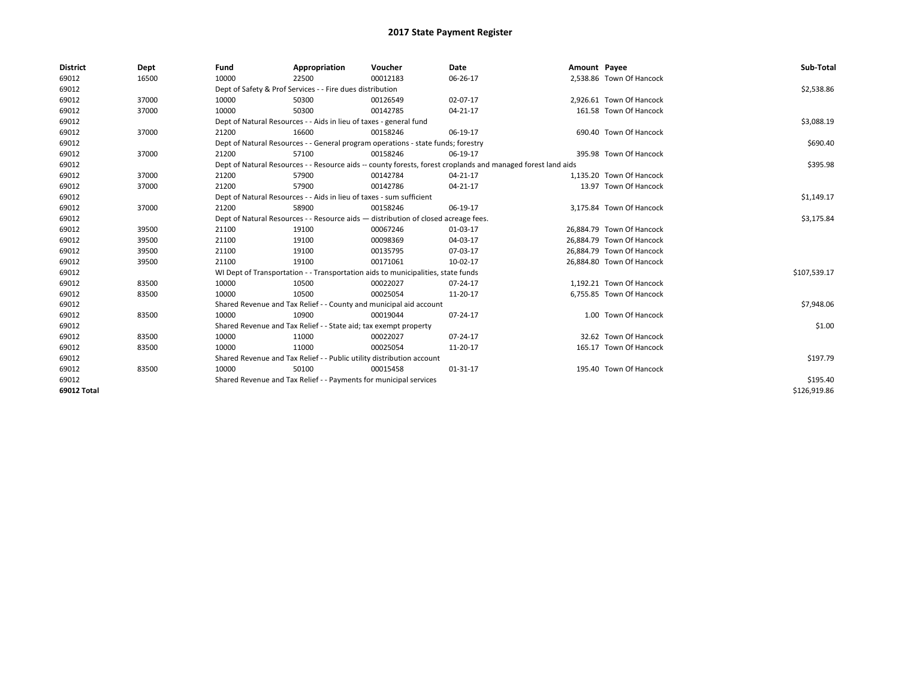# 2017 State Payment Register

| District | Dept | Fund | Appropriation | Voucher | Date | Amount | Payee | Sub-Total |
|---|---|---|---|---|---|---|---|---|
| 69012 | 16500 | 10000 | 22500 | 00012183 | 06-26-17 | 2,538.86 | Town Of Hancock | |
| 69012 | | Dept of Safety & Prof Services - - Fire dues distribution | | | | | | $2,538.86 |
| 69012 | 37000 | 10000 | 50300 | 00126549 | 02-07-17 | 2,926.61 | Town Of Hancock | |
| 69012 | 37000 | 10000 | 50300 | 00142785 | 04-21-17 | 161.58 | Town Of Hancock | |
| 69012 | | Dept of Natural Resources - - Aids in lieu of taxes - general fund | | | | | | $3,088.19 |
| 69012 | 37000 | 21200 | 16600 | 00158246 | 06-19-17 | 690.40 | Town Of Hancock | |
| 69012 | | Dept of Natural Resources - - General program operations - state funds; forestry | | | | | | $690.40 |
| 69012 | 37000 | 21200 | 57100 | 00158246 | 06-19-17 | 395.98 | Town Of Hancock | |
| 69012 | | Dept of Natural Resources - - Resource aids -- county forests, forest croplands and managed forest land aids | | | | | | $395.98 |
| 69012 | 37000 | 21200 | 57900 | 00142784 | 04-21-17 | 1,135.20 | Town Of Hancock | |
| 69012 | 37000 | 21200 | 57900 | 00142786 | 04-21-17 | 13.97 | Town Of Hancock | |
| 69012 | | Dept of Natural Resources - - Aids in lieu of taxes - sum sufficient | | | | | | $1,149.17 |
| 69012 | 37000 | 21200 | 58900 | 00158246 | 06-19-17 | 3,175.84 | Town Of Hancock | |
| 69012 | | Dept of Natural Resources - - Resource aids — distribution of closed acreage fees. | | | | | | $3,175.84 |
| 69012 | 39500 | 21100 | 19100 | 00067246 | 01-03-17 | 26,884.79 | Town Of Hancock | |
| 69012 | 39500 | 21100 | 19100 | 00098369 | 04-03-17 | 26,884.79 | Town Of Hancock | |
| 69012 | 39500 | 21100 | 19100 | 00135795 | 07-03-17 | 26,884.79 | Town Of Hancock | |
| 69012 | 39500 | 21100 | 19100 | 00171061 | 10-02-17 | 26,884.80 | Town Of Hancock | |
| 69012 | | WI Dept of Transportation - - Transportation aids to municipalities, state funds | | | | | | $107,539.17 |
| 69012 | 83500 | 10000 | 10500 | 00022027 | 07-24-17 | 1,192.21 | Town Of Hancock | |
| 69012 | 83500 | 10000 | 10500 | 00025054 | 11-20-17 | 6,755.85 | Town Of Hancock | |
| 69012 | | Shared Revenue and Tax Relief - - County and municipal aid account | | | | | | $7,948.06 |
| 69012 | 83500 | 10000 | 10900 | 00019044 | 07-24-17 | 1.00 | Town Of Hancock | |
| 69012 | | Shared Revenue and Tax Relief - - State aid; tax exempt property | | | | | | $1.00 |
| 69012 | 83500 | 10000 | 11000 | 00022027 | 07-24-17 | 32.62 | Town Of Hancock | |
| 69012 | 83500 | 10000 | 11000 | 00025054 | 11-20-17 | 165.17 | Town Of Hancock | |
| 69012 | | Shared Revenue and Tax Relief - - Public utility distribution account | | | | | | $197.79 |
| 69012 | 83500 | 10000 | 50100 | 00015458 | 01-31-17 | 195.40 | Town Of Hancock | |
| 69012 | | Shared Revenue and Tax Relief - - Payments for municipal services | | | | | | $195.40 |
| **69012 Total** | | | | | | | | $126,919.86 |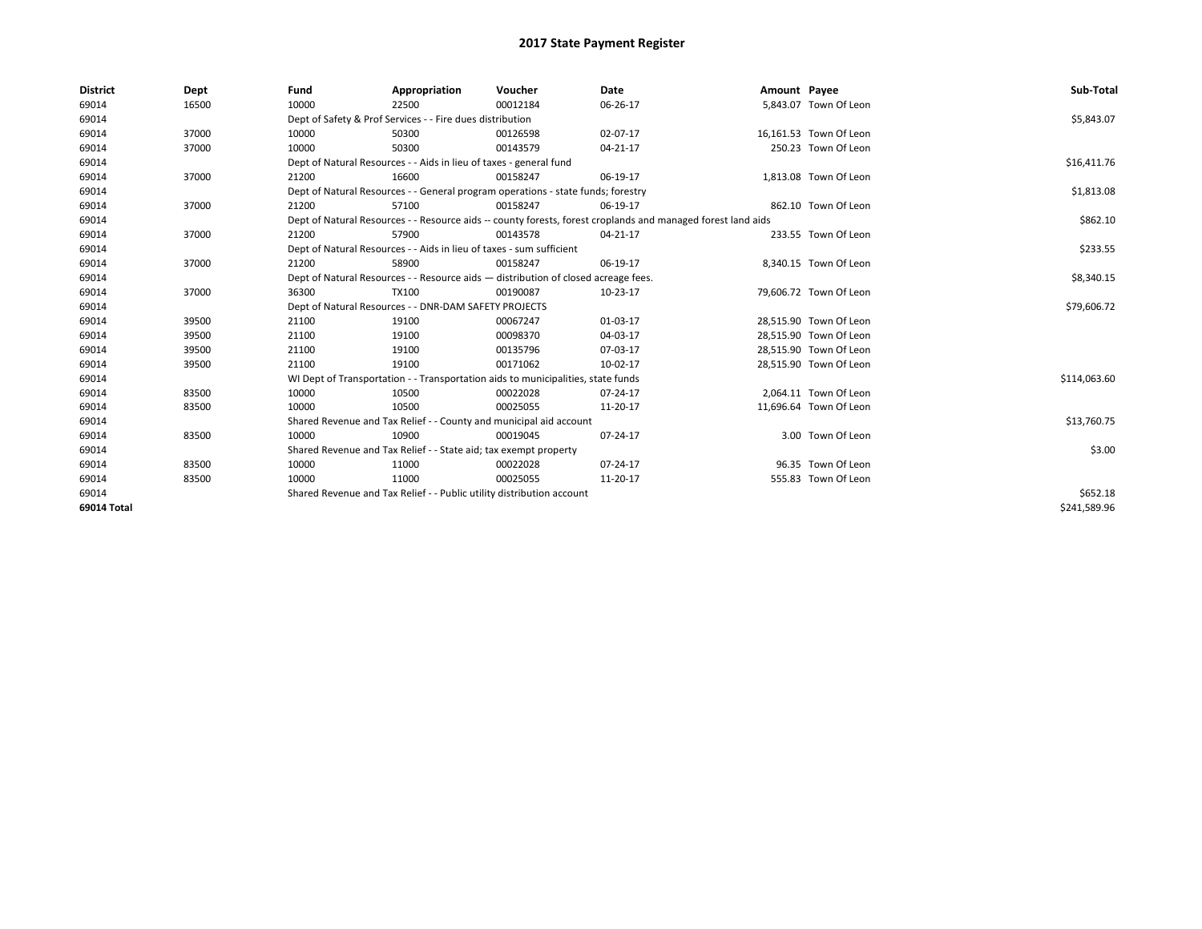# 2017 State Payment Register

| District | Dept | Fund | Appropriation | Voucher | Date | Amount | Payee | Sub-Total |
|---|---|---|---|---|---|---|---|---|
| 69014 | 16500 | 10000 | 22500 | 00012184 | 06-26-17 | 5,843.07 | Town Of Leon | |
| 69014 | | Dept of Safety & Prof Services - - Fire dues distribution | | | | | | $5,843.07 |
| 69014 | 37000 | 10000 | 50300 | 00126598 | 02-07-17 | 16,161.53 | Town Of Leon | |
| 69014 | 37000 | 10000 | 50300 | 00143579 | 04-21-17 | 250.23 | Town Of Leon | |
| 69014 | | Dept of Natural Resources - - Aids in lieu of taxes - general fund | | | | | | $16,411.76 |
| 69014 | 37000 | 21200 | 16600 | 00158247 | 06-19-17 | 1,813.08 | Town Of Leon | |
| 69014 | | Dept of Natural Resources - - General program operations - state funds; forestry | | | | | | $1,813.08 |
| 69014 | 37000 | 21200 | 57100 | 00158247 | 06-19-17 | 862.10 | Town Of Leon | |
| 69014 | | Dept of Natural Resources - - Resource aids -- county forests, forest croplands and managed forest land aids | | | | | | $862.10 |
| 69014 | 37000 | 21200 | 57900 | 00143578 | 04-21-17 | 233.55 | Town Of Leon | |
| 69014 | | Dept of Natural Resources - - Aids in lieu of taxes - sum sufficient | | | | | | $233.55 |
| 69014 | 37000 | 21200 | 58900 | 00158247 | 06-19-17 | 8,340.15 | Town Of Leon | |
| 69014 | | Dept of Natural Resources - - Resource aids — distribution of closed acreage fees. | | | | | | $8,340.15 |
| 69014 | 37000 | 36300 | TX100 | 00190087 | 10-23-17 | 79,606.72 | Town Of Leon | |
| 69014 | | Dept of Natural Resources - - DNR-DAM SAFETY PROJECTS | | | | | | $79,606.72 |
| 69014 | 39500 | 21100 | 19100 | 00067247 | 01-03-17 | 28,515.90 | Town Of Leon | |
| 69014 | 39500 | 21100 | 19100 | 00098370 | 04-03-17 | 28,515.90 | Town Of Leon | |
| 69014 | 39500 | 21100 | 19100 | 00135796 | 07-03-17 | 28,515.90 | Town Of Leon | |
| 69014 | 39500 | 21100 | 19100 | 00171062 | 10-02-17 | 28,515.90 | Town Of Leon | |
| 69014 | | WI Dept of Transportation - - Transportation aids to municipalities, state funds | | | | | | $114,063.60 |
| 69014 | 83500 | 10000 | 10500 | 00022028 | 07-24-17 | 2,064.11 | Town Of Leon | |
| 69014 | 83500 | 10000 | 10500 | 00025055 | 11-20-17 | 11,696.64 | Town Of Leon | |
| 69014 | | Shared Revenue and Tax Relief - - County and municipal aid account | | | | | | $13,760.75 |
| 69014 | 83500 | 10000 | 10900 | 00019045 | 07-24-17 | 3.00 | Town Of Leon | |
| 69014 | | Shared Revenue and Tax Relief - - State aid; tax exempt property | | | | | | $3.00 |
| 69014 | 83500 | 10000 | 11000 | 00022028 | 07-24-17 | 96.35 | Town Of Leon | |
| 69014 | 83500 | 10000 | 11000 | 00025055 | 11-20-17 | 555.83 | Town Of Leon | |
| 69014 | | Shared Revenue and Tax Relief - - Public utility distribution account | | | | | | $652.18 |
| **69014 Total** | | | | | | | | $241,589.96 |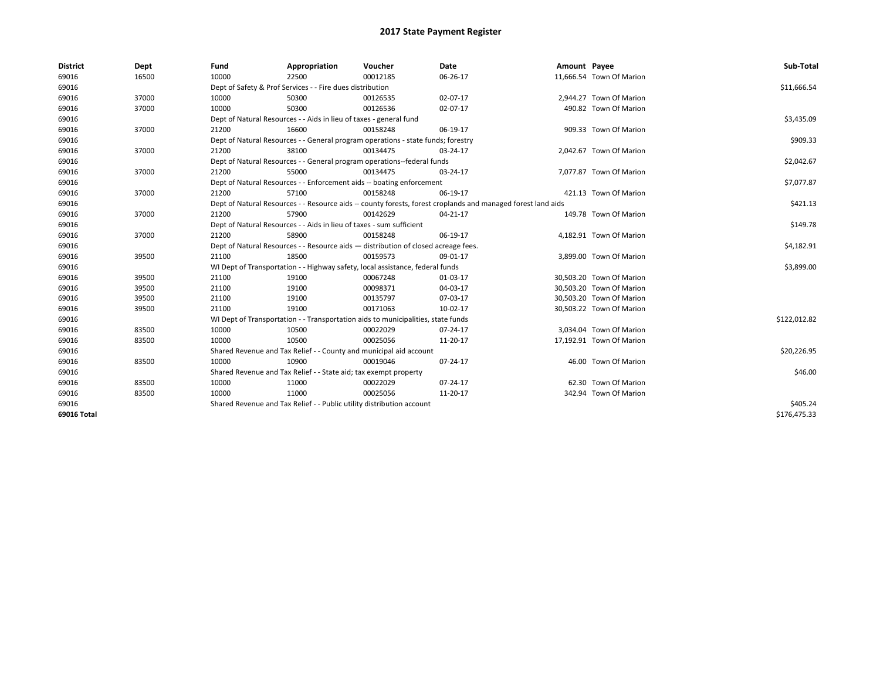# 2017 State Payment Register

| District | Dept | Fund | Appropriation | Voucher | Date | Amount | Payee | Sub-Total |
|---|---|---|---|---|---|---|---|---|
| 69016 | 16500 | 10000 | 22500 | 00012185 | 06-26-17 | 11,666.54 | Town Of Marion | |
| 69016 | | Dept of Safety & Prof Services - - Fire dues distribution | | | | | | $11,666.54 |
| 69016 | 37000 | 10000 | 50300 | 00126535 | 02-07-17 | 2,944.27 | Town Of Marion | |
| 69016 | 37000 | 10000 | 50300 | 00126536 | 02-07-17 | 490.82 | Town Of Marion | |
| 69016 | | Dept of Natural Resources - - Aids in lieu of taxes - general fund | | | | | | $3,435.09 |
| 69016 | 37000 | 21200 | 16600 | 00158248 | 06-19-17 | 909.33 | Town Of Marion | |
| 69016 | | Dept of Natural Resources - - General program operations - state funds; forestry | | | | | | $909.33 |
| 69016 | 37000 | 21200 | 38100 | 00134475 | 03-24-17 | 2,042.67 | Town Of Marion | |
| 69016 | | Dept of Natural Resources - - General program operations--federal funds | | | | | | $2,042.67 |
| 69016 | 37000 | 21200 | 55000 | 00134475 | 03-24-17 | 7,077.87 | Town Of Marion | |
| 69016 | | Dept of Natural Resources - - Enforcement aids -- boating enforcement | | | | | | $7,077.87 |
| 69016 | 37000 | 21200 | 57100 | 00158248 | 06-19-17 | 421.13 | Town Of Marion | |
| 69016 | | Dept of Natural Resources - - Resource aids -- county forests, forest croplands and managed forest land aids | | | | | | $421.13 |
| 69016 | 37000 | 21200 | 57900 | 00142629 | 04-21-17 | 149.78 | Town Of Marion | |
| 69016 | | Dept of Natural Resources - - Aids in lieu of taxes - sum sufficient | | | | | | $149.78 |
| 69016 | 37000 | 21200 | 58900 | 00158248 | 06-19-17 | 4,182.91 | Town Of Marion | |
| 69016 | | Dept of Natural Resources - - Resource aids — distribution of closed acreage fees. | | | | | | $4,182.91 |
| 69016 | 39500 | 21100 | 18500 | 00159573 | 09-01-17 | 3,899.00 | Town Of Marion | |
| 69016 | | WI Dept of Transportation - - Highway safety, local assistance, federal funds | | | | | | $3,899.00 |
| 69016 | 39500 | 21100 | 19100 | 00067248 | 01-03-17 | 30,503.20 | Town Of Marion | |
| 69016 | 39500 | 21100 | 19100 | 00098371 | 04-03-17 | 30,503.20 | Town Of Marion | |
| 69016 | 39500 | 21100 | 19100 | 00135797 | 07-03-17 | 30,503.20 | Town Of Marion | |
| 69016 | 39500 | 21100 | 19100 | 00171063 | 10-02-17 | 30,503.22 | Town Of Marion | |
| 69016 | | WI Dept of Transportation - - Transportation aids to municipalities, state funds | | | | | | $122,012.82 |
| 69016 | 83500 | 10000 | 10500 | 00022029 | 07-24-17 | 3,034.04 | Town Of Marion | |
| 69016 | 83500 | 10000 | 10500 | 00025056 | 11-20-17 | 17,192.91 | Town Of Marion | |
| 69016 | | Shared Revenue and Tax Relief - - County and municipal aid account | | | | | | $20,226.95 |
| 69016 | 83500 | 10000 | 10900 | 00019046 | 07-24-17 | 46.00 | Town Of Marion | |
| 69016 | | Shared Revenue and Tax Relief - - State aid; tax exempt property | | | | | | $46.00 |
| 69016 | 83500 | 10000 | 11000 | 00022029 | 07-24-17 | 62.30 | Town Of Marion | |
| 69016 | 83500 | 10000 | 11000 | 00025056 | 11-20-17 | 342.94 | Town Of Marion | |
| 69016 | | Shared Revenue and Tax Relief - - Public utility distribution account | | | | | | $405.24 |
| **69016 Total** | | | | | | | | $176,475.33 |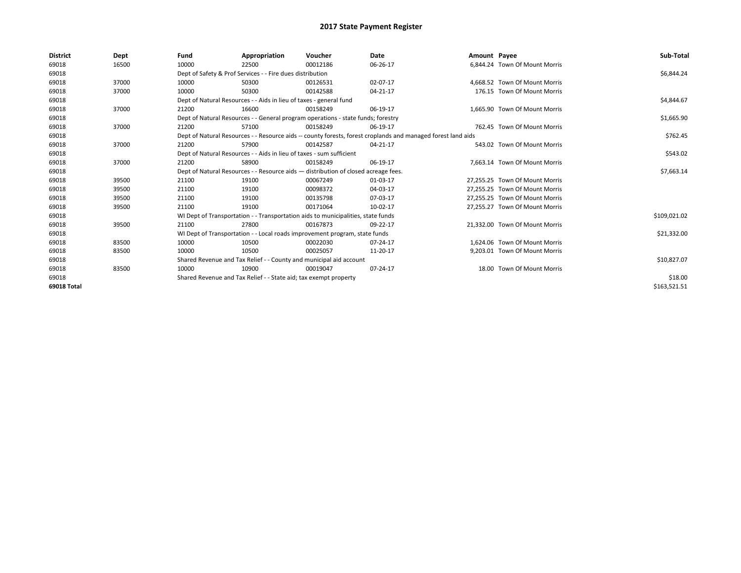# 2017 State Payment Register

| District | Dept | Fund | Appropriation | Voucher | Date | Amount | Payee | Sub-Total |
|---|---|---|---|---|---|---|---|---|
| 69018 | 16500 | 10000 | 22500 | 00012186 | 06-26-17 | 6,844.24 | Town Of Mount Morris | |
| 69018 | | Dept of Safety & Prof Services - - Fire dues distribution | | | | | | $6,844.24 |
| 69018 | 37000 | 10000 | 50300 | 00126531 | 02-07-17 | 4,668.52 | Town Of Mount Morris | |
| 69018 | 37000 | 10000 | 50300 | 00142588 | 04-21-17 | 176.15 | Town Of Mount Morris | |
| 69018 | | Dept of Natural Resources - - Aids in lieu of taxes - general fund | | | | | | $4,844.67 |
| 69018 | 37000 | 21200 | 16600 | 00158249 | 06-19-17 | 1,665.90 | Town Of Mount Morris | |
| 69018 | | Dept of Natural Resources - - General program operations - state funds; forestry | | | | | | $1,665.90 |
| 69018 | 37000 | 21200 | 57100 | 00158249 | 06-19-17 | 762.45 | Town Of Mount Morris | |
| 69018 | | Dept of Natural Resources - - Resource aids -- county forests, forest croplands and managed forest land aids | | | | | | $762.45 |
| 69018 | 37000 | 21200 | 57900 | 00142587 | 04-21-17 | 543.02 | Town Of Mount Morris | |
| 69018 | | Dept of Natural Resources - - Aids in lieu of taxes - sum sufficient | | | | | | $543.02 |
| 69018 | 37000 | 21200 | 58900 | 00158249 | 06-19-17 | 7,663.14 | Town Of Mount Morris | |
| 69018 | | Dept of Natural Resources - - Resource aids — distribution of closed acreage fees. | | | | | | $7,663.14 |
| 69018 | 39500 | 21100 | 19100 | 00067249 | 01-03-17 | 27,255.25 | Town Of Mount Morris | |
| 69018 | 39500 | 21100 | 19100 | 00098372 | 04-03-17 | 27,255.25 | Town Of Mount Morris | |
| 69018 | 39500 | 21100 | 19100 | 00135798 | 07-03-17 | 27,255.25 | Town Of Mount Morris | |
| 69018 | 39500 | 21100 | 19100 | 00171064 | 10-02-17 | 27,255.27 | Town Of Mount Morris | |
| 69018 | | WI Dept of Transportation - - Transportation aids to municipalities, state funds | | | | | | $109,021.02 |
| 69018 | 39500 | 21100 | 27800 | 00167873 | 09-22-17 | 21,332.00 | Town Of Mount Morris | |
| 69018 | | WI Dept of Transportation - - Local roads improvement program, state funds | | | | | | $21,332.00 |
| 69018 | 83500 | 10000 | 10500 | 00022030 | 07-24-17 | 1,624.06 | Town Of Mount Morris | |
| 69018 | 83500 | 10000 | 10500 | 00025057 | 11-20-17 | 9,203.01 | Town Of Mount Morris | |
| 69018 | | Shared Revenue and Tax Relief - - County and municipal aid account | | | | | | $10,827.07 |
| 69018 | 83500 | 10000 | 10900 | 00019047 | 07-24-17 | 18.00 | Town Of Mount Morris | |
| 69018 | | Shared Revenue and Tax Relief - - State aid; tax exempt property | | | | | | $18.00 |
| 69018 Total | | | | | | | | $163,521.51 |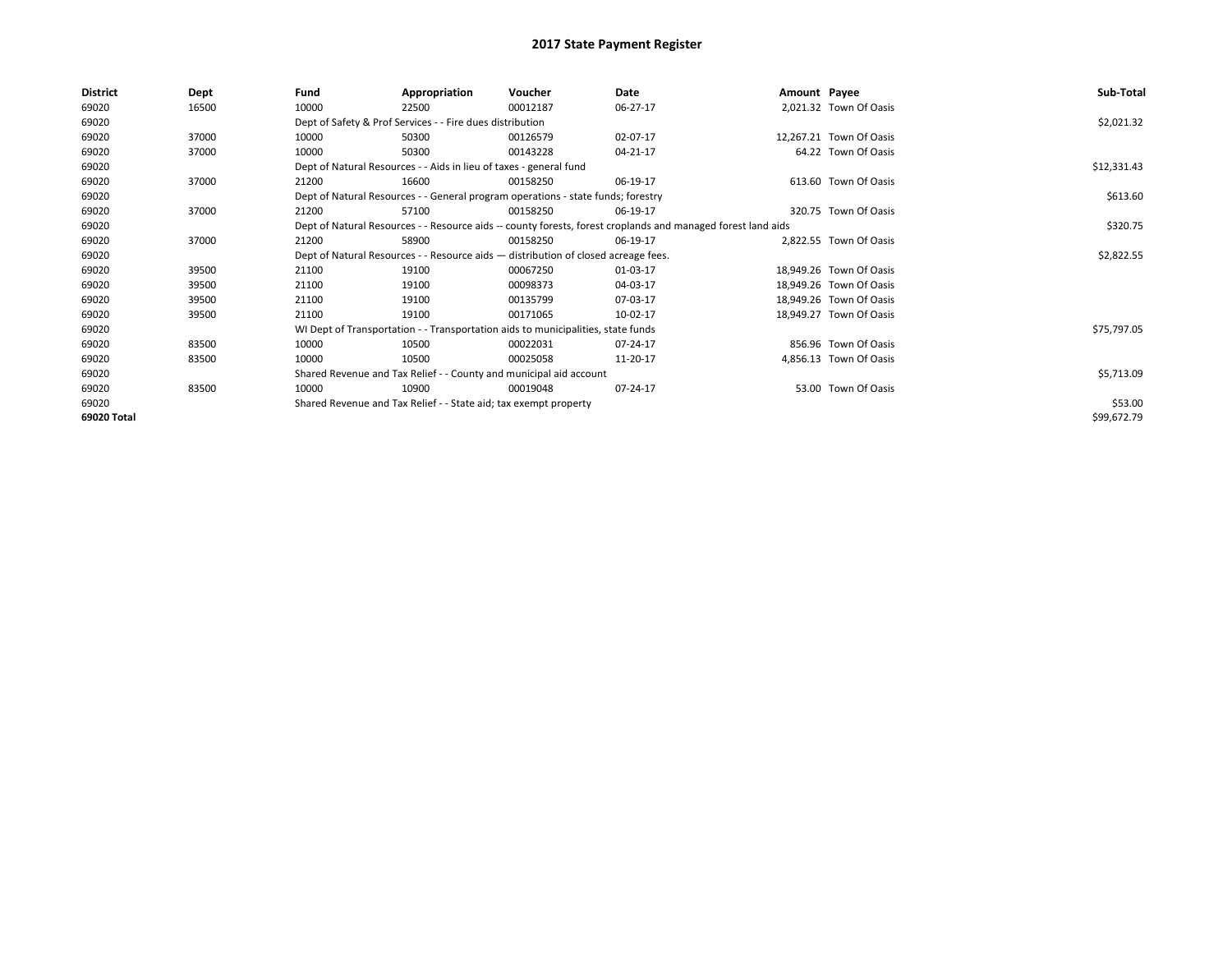# 2017 State Payment Register

| District | Dept | Fund | Appropriation | Voucher | Date | Amount | Payee | Sub-Total |
|---|---|---|---|---|---|---|---|---|
| 69020 | 16500 | 10000 | 22500 | 00012187 | 06-27-17 | 2,021.32 | Town Of Oasis | |
| 69020 | | Dept of Safety & Prof Services - - Fire dues distribution | | | | | | $2,021.32 |
| 69020 | 37000 | 10000 | 50300 | 00126579 | 02-07-17 | 12,267.21 | Town Of Oasis | |
| 69020 | 37000 | 10000 | 50300 | 00143228 | 04-21-17 | 64.22 | Town Of Oasis | |
| 69020 | | Dept of Natural Resources - - Aids in lieu of taxes - general fund | | | | | | $12,331.43 |
| 69020 | 37000 | 21200 | 16600 | 00158250 | 06-19-17 | 613.60 | Town Of Oasis | |
| 69020 | | Dept of Natural Resources - - General program operations - state funds; forestry | | | | | | $613.60 |
| 69020 | 37000 | 21200 | 57100 | 00158250 | 06-19-17 | 320.75 | Town Of Oasis | |
| 69020 | | Dept of Natural Resources - - Resource aids -- county forests, forest croplands and managed forest land aids | | | | | | $320.75 |
| 69020 | 37000 | 21200 | 58900 | 00158250 | 06-19-17 | 2,822.55 | Town Of Oasis | |
| 69020 | | Dept of Natural Resources - - Resource aids — distribution of closed acreage fees. | | | | | | $2,822.55 |
| 69020 | 39500 | 21100 | 19100 | 00067250 | 01-03-17 | 18,949.26 | Town Of Oasis | |
| 69020 | 39500 | 21100 | 19100 | 00098373 | 04-03-17 | 18,949.26 | Town Of Oasis | |
| 69020 | 39500 | 21100 | 19100 | 00135799 | 07-03-17 | 18,949.26 | Town Of Oasis | |
| 69020 | 39500 | 21100 | 19100 | 00171065 | 10-02-17 | 18,949.27 | Town Of Oasis | |
| 69020 | | WI Dept of Transportation - - Transportation aids to municipalities, state funds | | | | | | $75,797.05 |
| 69020 | 83500 | 10000 | 10500 | 00022031 | 07-24-17 | 856.96 | Town Of Oasis | |
| 69020 | 83500 | 10000 | 10500 | 00025058 | 11-20-17 | 4,856.13 | Town Of Oasis | |
| 69020 | | Shared Revenue and Tax Relief - - County and municipal aid account | | | | | | $5,713.09 |
| 69020 | 83500 | 10000 | 10900 | 00019048 | 07-24-17 | 53.00 | Town Of Oasis | |
| 69020 | | Shared Revenue and Tax Relief - - State aid; tax exempt property | | | | | | $53.00 |
| 69020 Total | | | | | | | | $99,672.79 |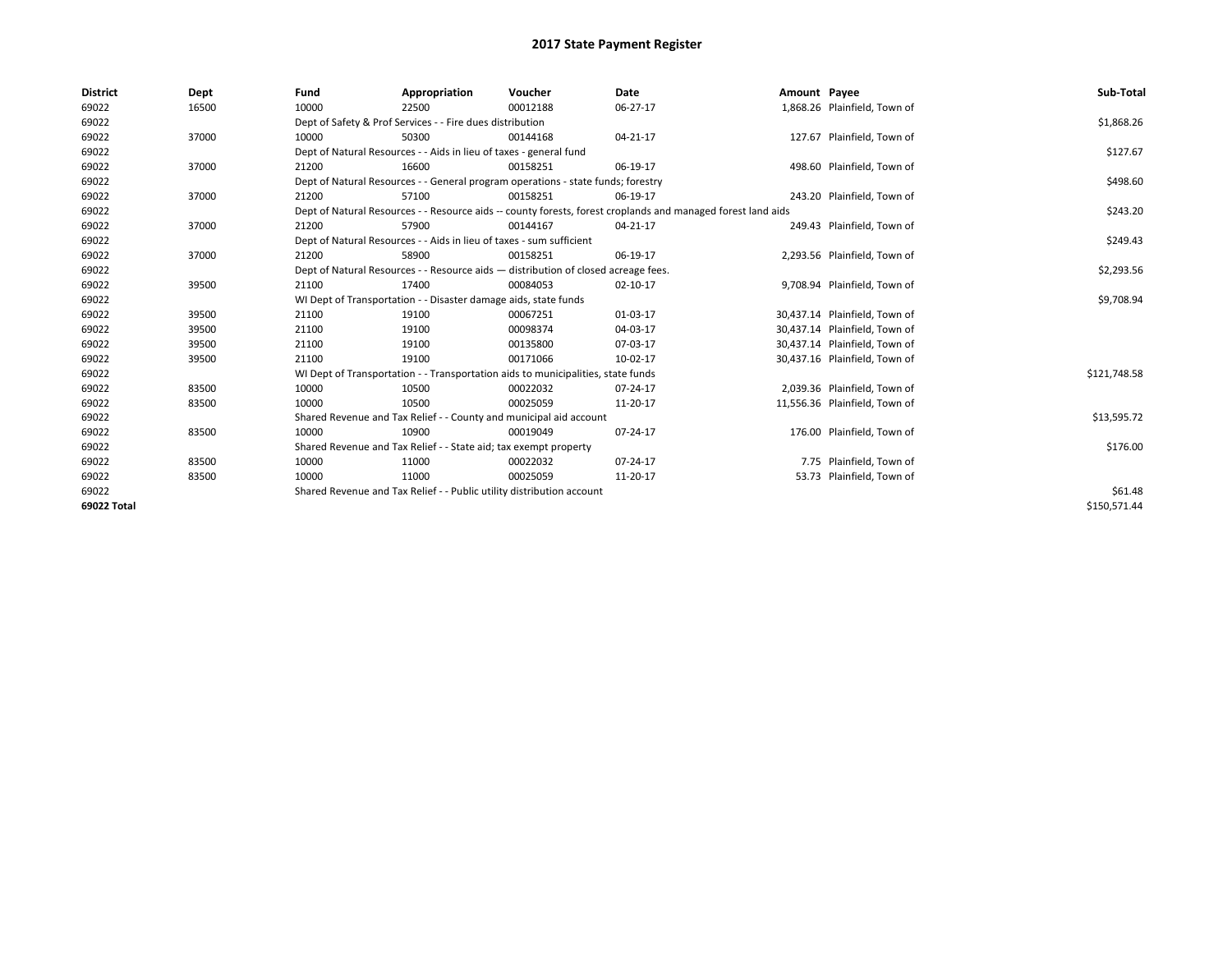# 2017 State Payment Register

| District | Dept | Fund | Appropriation | Voucher | Date | Amount | Payee | Sub-Total |
|---|---|---|---|---|---|---|---|---|
| 69022 | 16500 | 10000 | 22500 | 00012188 | 06-27-17 | 1,868.26 | Plainfield, Town of | |
| 69022 | | Dept of Safety & Prof Services - - Fire dues distribution | | | | | | $1,868.26 |
| 69022 | 37000 | 10000 | 50300 | 00144168 | 04-21-17 | 127.67 | Plainfield, Town of | |
| 69022 | | Dept of Natural Resources - - Aids in lieu of taxes - general fund | | | | | | $127.67 |
| 69022 | 37000 | 21200 | 16600 | 00158251 | 06-19-17 | 498.60 | Plainfield, Town of | |
| 69022 | | Dept of Natural Resources - - General program operations - state funds; forestry | | | | | | $498.60 |
| 69022 | 37000 | 21200 | 57100 | 00158251 | 06-19-17 | 243.20 | Plainfield, Town of | |
| 69022 | | Dept of Natural Resources - - Resource aids -- county forests, forest croplands and managed forest land aids | | | | | | $243.20 |
| 69022 | 37000 | 21200 | 57900 | 00144167 | 04-21-17 | 249.43 | Plainfield, Town of | |
| 69022 | | Dept of Natural Resources - - Aids in lieu of taxes - sum sufficient | | | | | | $249.43 |
| 69022 | 37000 | 21200 | 58900 | 00158251 | 06-19-17 | 2,293.56 | Plainfield, Town of | |
| 69022 | | Dept of Natural Resources - - Resource aids — distribution of closed acreage fees. | | | | | | $2,293.56 |
| 69022 | 39500 | 21100 | 17400 | 00084053 | 02-10-17 | 9,708.94 | Plainfield, Town of | |
| 69022 | | WI Dept of Transportation - - Disaster damage aids, state funds | | | | | | $9,708.94 |
| 69022 | 39500 | 21100 | 19100 | 00067251 | 01-03-17 | 30,437.14 | Plainfield, Town of | |
| 69022 | 39500 | 21100 | 19100 | 00098374 | 04-03-17 | 30,437.14 | Plainfield, Town of | |
| 69022 | 39500 | 21100 | 19100 | 00135800 | 07-03-17 | 30,437.14 | Plainfield, Town of | |
| 69022 | 39500 | 21100 | 19100 | 00171066 | 10-02-17 | 30,437.16 | Plainfield, Town of | |
| 69022 | | WI Dept of Transportation - - Transportation aids to municipalities, state funds | | | | | | $121,748.58 |
| 69022 | 83500 | 10000 | 10500 | 00022032 | 07-24-17 | 2,039.36 | Plainfield, Town of | |
| 69022 | 83500 | 10000 | 10500 | 00025059 | 11-20-17 | 11,556.36 | Plainfield, Town of | |
| 69022 | | Shared Revenue and Tax Relief - - County and municipal aid account | | | | | | $13,595.72 |
| 69022 | 83500 | 10000 | 10900 | 00019049 | 07-24-17 | 176.00 | Plainfield, Town of | |
| 69022 | | Shared Revenue and Tax Relief - - State aid; tax exempt property | | | | | | $176.00 |
| 69022 | 83500 | 10000 | 11000 | 00022032 | 07-24-17 | 7.75 | Plainfield, Town of | |
| 69022 | 83500 | 10000 | 11000 | 00025059 | 11-20-17 | 53.73 | Plainfield, Town of | |
| 69022 | | Shared Revenue and Tax Relief - - Public utility distribution account | | | | | | $61.48 |
| 69022 Total | | | | | | | | $150,571.44 |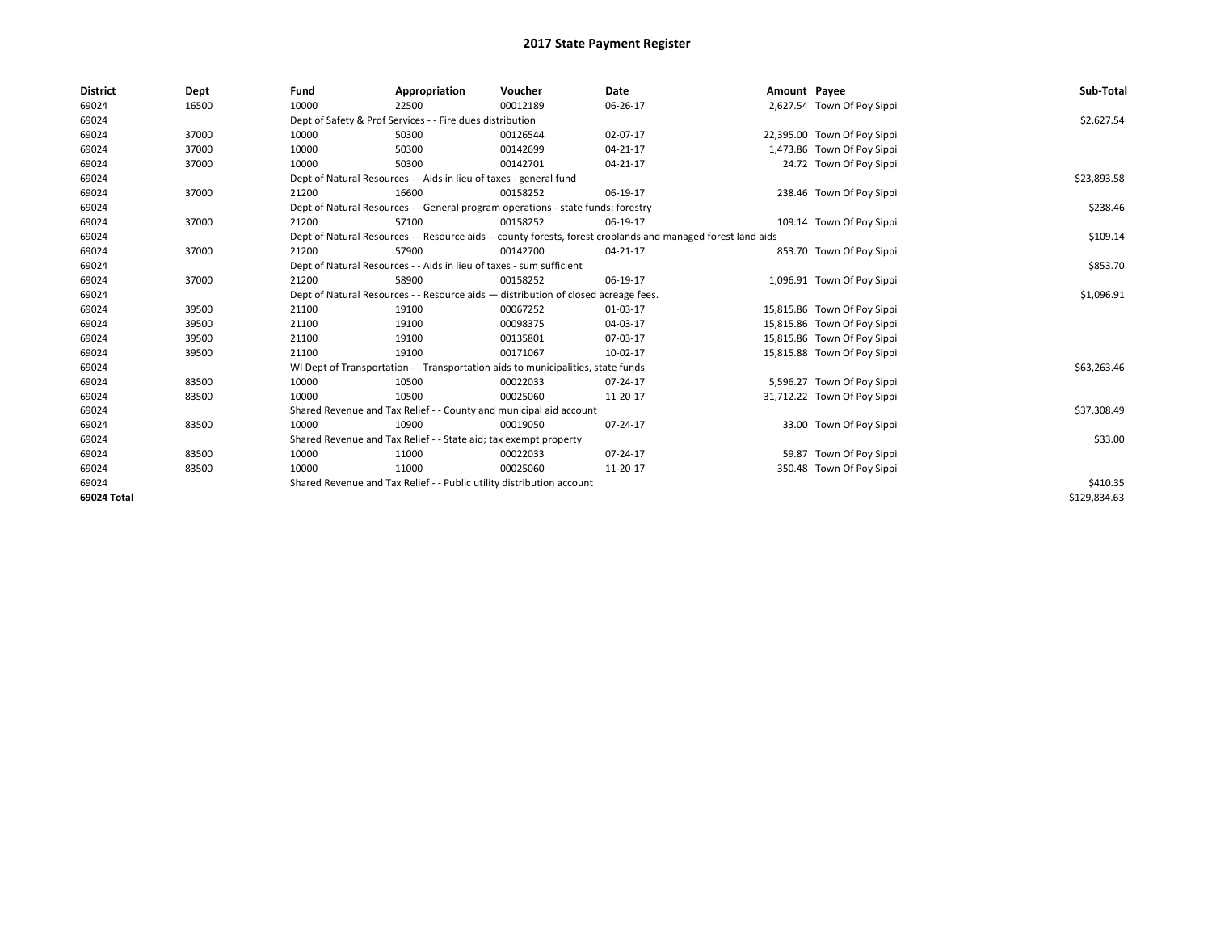# 2017 State Payment Register

| District | Dept | Fund | Appropriation | Voucher | Date | Amount | Payee | Sub-Total |
|---|---|---|---|---|---|---|---|---|
| 69024 | 16500 | 10000 | 22500 | 00012189 | 06-26-17 | 2,627.54 | Town Of Poy Sippi | |
| 69024 | | Dept of Safety & Prof Services - - Fire dues distribution | | | | | | $2,627.54 |
| 69024 | 37000 | 10000 | 50300 | 00126544 | 02-07-17 | 22,395.00 | Town Of Poy Sippi | |
| 69024 | 37000 | 10000 | 50300 | 00142699 | 04-21-17 | 1,473.86 | Town Of Poy Sippi | |
| 69024 | 37000 | 10000 | 50300 | 00142701 | 04-21-17 | 24.72 | Town Of Poy Sippi | |
| 69024 | | Dept of Natural Resources - - Aids in lieu of taxes - general fund | | | | | | $23,893.58 |
| 69024 | 37000 | 21200 | 16600 | 00158252 | 06-19-17 | 238.46 | Town Of Poy Sippi | |
| 69024 | | Dept of Natural Resources - - General program operations - state funds; forestry | | | | | | $238.46 |
| 69024 | 37000 | 21200 | 57100 | 00158252 | 06-19-17 | 109.14 | Town Of Poy Sippi | |
| 69024 | | Dept of Natural Resources - - Resource aids -- county forests, forest croplands and managed forest land aids | | | | | | $109.14 |
| 69024 | 37000 | 21200 | 57900 | 00142700 | 04-21-17 | 853.70 | Town Of Poy Sippi | |
| 69024 | | Dept of Natural Resources - - Aids in lieu of taxes - sum sufficient | | | | | | $853.70 |
| 69024 | 37000 | 21200 | 58900 | 00158252 | 06-19-17 | 1,096.91 | Town Of Poy Sippi | |
| 69024 | | Dept of Natural Resources - - Resource aids — distribution of closed acreage fees. | | | | | | $1,096.91 |
| 69024 | 39500 | 21100 | 19100 | 00067252 | 01-03-17 | 15,815.86 | Town Of Poy Sippi | |
| 69024 | 39500 | 21100 | 19100 | 00098375 | 04-03-17 | 15,815.86 | Town Of Poy Sippi | |
| 69024 | 39500 | 21100 | 19100 | 00135801 | 07-03-17 | 15,815.86 | Town Of Poy Sippi | |
| 69024 | 39500 | 21100 | 19100 | 00171067 | 10-02-17 | 15,815.88 | Town Of Poy Sippi | |
| 69024 | | WI Dept of Transportation - - Transportation aids to municipalities, state funds | | | | | | $63,263.46 |
| 69024 | 83500 | 10000 | 10500 | 00022033 | 07-24-17 | 5,596.27 | Town Of Poy Sippi | |
| 69024 | 83500 | 10000 | 10500 | 00025060 | 11-20-17 | 31,712.22 | Town Of Poy Sippi | |
| 69024 | | Shared Revenue and Tax Relief - - County and municipal aid account | | | | | | $37,308.49 |
| 69024 | 83500 | 10000 | 10900 | 00019050 | 07-24-17 | 33.00 | Town Of Poy Sippi | |
| 69024 | | Shared Revenue and Tax Relief - - State aid; tax exempt property | | | | | | $33.00 |
| 69024 | 83500 | 10000 | 11000 | 00022033 | 07-24-17 | 59.87 | Town Of Poy Sippi | |
| 69024 | 83500 | 10000 | 11000 | 00025060 | 11-20-17 | 350.48 | Town Of Poy Sippi | |
| 69024 | | Shared Revenue and Tax Relief - - Public utility distribution account | | | | | | $410.35 |
| 69024 Total | | | | | | | | $129,834.63 |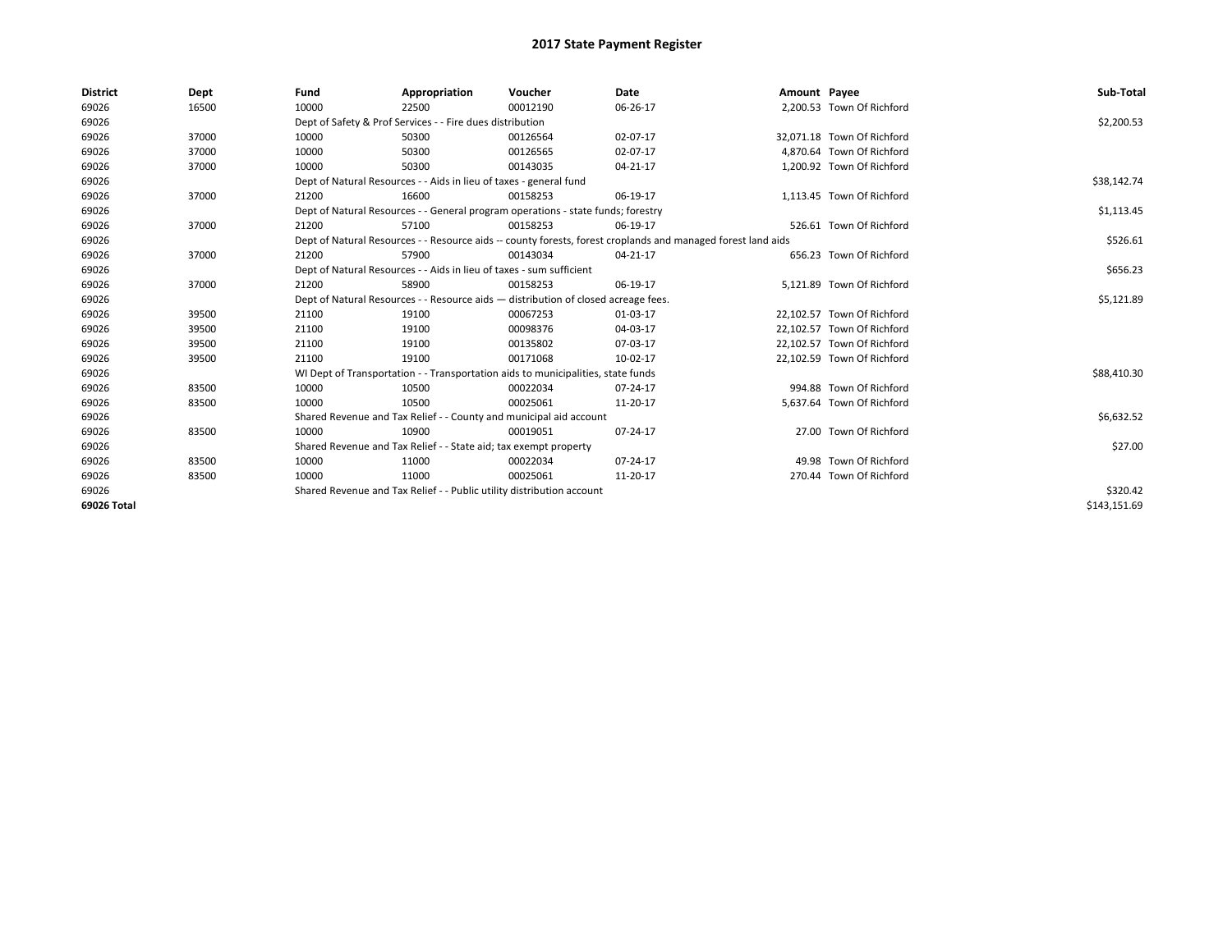# 2017 State Payment Register

| District | Dept | Fund | Appropriation | Voucher | Date | Amount | Payee | Sub-Total |
|---|---|---|---|---|---|---|---|---|
| 69026 | 16500 | 10000 | 22500 | 00012190 | 06-26-17 | 2,200.53 | Town Of Richford | |
| 69026 | | Dept of Safety & Prof Services - - Fire dues distribution | | | | | | $2,200.53 |
| 69026 | 37000 | 10000 | 50300 | 00126564 | 02-07-17 | 32,071.18 | Town Of Richford | |
| 69026 | 37000 | 10000 | 50300 | 00126565 | 02-07-17 | 4,870.64 | Town Of Richford | |
| 69026 | 37000 | 10000 | 50300 | 00143035 | 04-21-17 | 1,200.92 | Town Of Richford | |
| 69026 | | Dept of Natural Resources - - Aids in lieu of taxes - general fund | | | | | | $38,142.74 |
| 69026 | 37000 | 21200 | 16600 | 00158253 | 06-19-17 | 1,113.45 | Town Of Richford | |
| 69026 | | Dept of Natural Resources - - General program operations - state funds; forestry | | | | | | $1,113.45 |
| 69026 | 37000 | 21200 | 57100 | 00158253 | 06-19-17 | 526.61 | Town Of Richford | |
| 69026 | | Dept of Natural Resources - - Resource aids -- county forests, forest croplands and managed forest land aids | | | | | | $526.61 |
| 69026 | 37000 | 21200 | 57900 | 00143034 | 04-21-17 | 656.23 | Town Of Richford | |
| 69026 | | Dept of Natural Resources - - Aids in lieu of taxes - sum sufficient | | | | | | $656.23 |
| 69026 | 37000 | 21200 | 58900 | 00158253 | 06-19-17 | 5,121.89 | Town Of Richford | |
| 69026 | | Dept of Natural Resources - - Resource aids — distribution of closed acreage fees. | | | | | | $5,121.89 |
| 69026 | 39500 | 21100 | 19100 | 00067253 | 01-03-17 | 22,102.57 | Town Of Richford | |
| 69026 | 39500 | 21100 | 19100 | 00098376 | 04-03-17 | 22,102.57 | Town Of Richford | |
| 69026 | 39500 | 21100 | 19100 | 00135802 | 07-03-17 | 22,102.57 | Town Of Richford | |
| 69026 | 39500 | 21100 | 19100 | 00171068 | 10-02-17 | 22,102.59 | Town Of Richford | |
| 69026 | | WI Dept of Transportation - - Transportation aids to municipalities, state funds | | | | | | $88,410.30 |
| 69026 | 83500 | 10000 | 10500 | 00022034 | 07-24-17 | 994.88 | Town Of Richford | |
| 69026 | 83500 | 10000 | 10500 | 00025061 | 11-20-17 | 5,637.64 | Town Of Richford | |
| 69026 | | Shared Revenue and Tax Relief - - County and municipal aid account | | | | | | $6,632.52 |
| 69026 | 83500 | 10000 | 10900 | 00019051 | 07-24-17 | 27.00 | Town Of Richford | |
| 69026 | | Shared Revenue and Tax Relief - - State aid; tax exempt property | | | | | | $27.00 |
| 69026 | 83500 | 10000 | 11000 | 00022034 | 07-24-17 | 49.98 | Town Of Richford | |
| 69026 | 83500 | 10000 | 11000 | 00025061 | 11-20-17 | 270.44 | Town Of Richford | |
| 69026 | | Shared Revenue and Tax Relief - - Public utility distribution account | | | | | | $320.42 |
| 69026 Total | | | | | | | | $143,151.69 |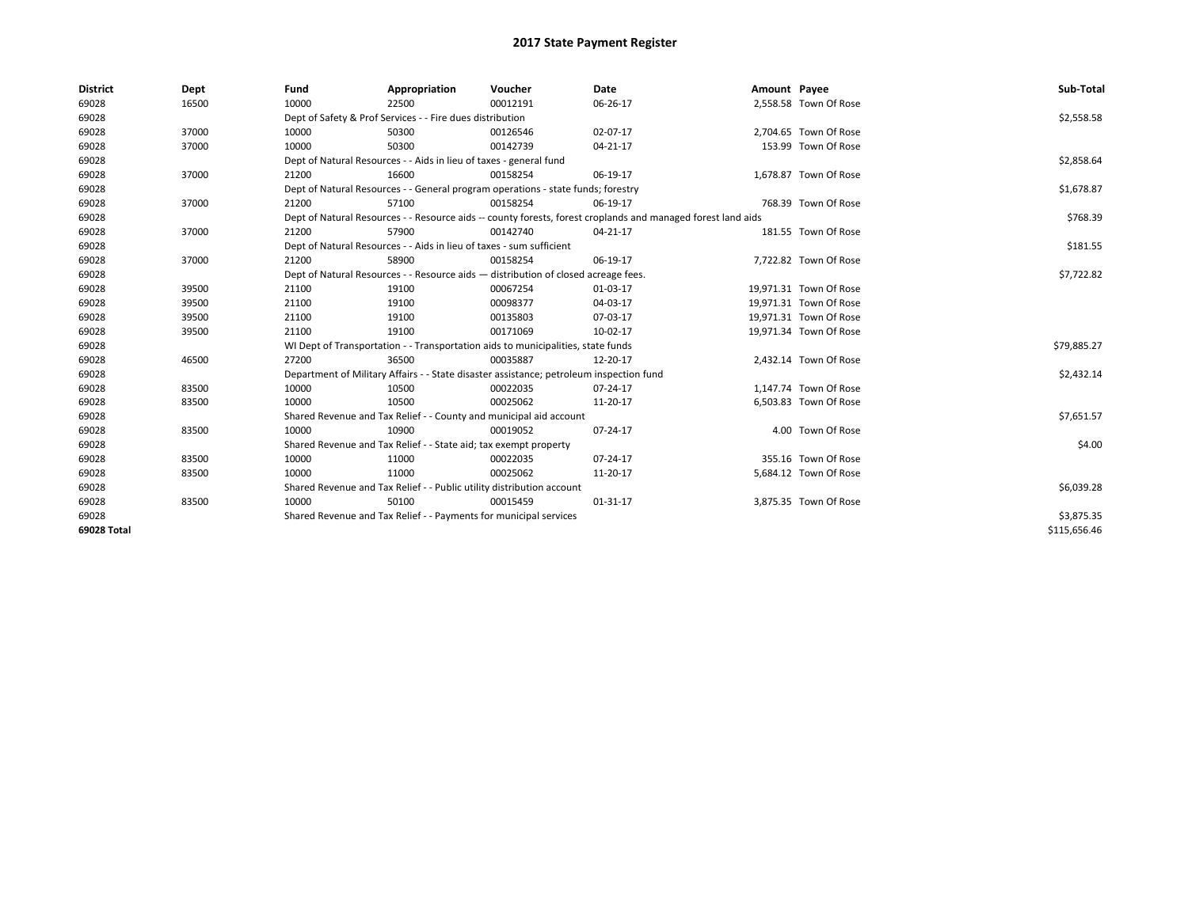# 2017 State Payment Register

| District | Dept | Fund | Appropriation | Voucher | Date | Amount | Payee | Sub-Total |
|---|---|---|---|---|---|---|---|---|
| 69028 | 16500 | 10000 | 22500 | 00012191 | 06-26-17 | 2,558.58 | Town Of Rose | |
| 69028 | | Dept of Safety & Prof Services - - Fire dues distribution | | | | | | $2,558.58 |
| 69028 | 37000 | 10000 | 50300 | 00126546 | 02-07-17 | 2,704.65 | Town Of Rose | |
| 69028 | 37000 | 10000 | 50300 | 00142739 | 04-21-17 | 153.99 | Town Of Rose | |
| 69028 | | Dept of Natural Resources - - Aids in lieu of taxes - general fund | | | | | | $2,858.64 |
| 69028 | 37000 | 21200 | 16600 | 00158254 | 06-19-17 | 1,678.87 | Town Of Rose | |
| 69028 | | Dept of Natural Resources - - General program operations - state funds; forestry | | | | | | $1,678.87 |
| 69028 | 37000 | 21200 | 57100 | 00158254 | 06-19-17 | 768.39 | Town Of Rose | |
| 69028 | | Dept of Natural Resources - - Resource aids -- county forests, forest croplands and managed forest land aids | | | | | | $768.39 |
| 69028 | 37000 | 21200 | 57900 | 00142740 | 04-21-17 | 181.55 | Town Of Rose | |
| 69028 | | Dept of Natural Resources - - Aids in lieu of taxes - sum sufficient | | | | | | $181.55 |
| 69028 | 37000 | 21200 | 58900 | 00158254 | 06-19-17 | 7,722.82 | Town Of Rose | |
| 69028 | | Dept of Natural Resources - - Resource aids — distribution of closed acreage fees. | | | | | | $7,722.82 |
| 69028 | 39500 | 21100 | 19100 | 00067254 | 01-03-17 | 19,971.31 | Town Of Rose | |
| 69028 | 39500 | 21100 | 19100 | 00098377 | 04-03-17 | 19,971.31 | Town Of Rose | |
| 69028 | 39500 | 21100 | 19100 | 00135803 | 07-03-17 | 19,971.31 | Town Of Rose | |
| 69028 | 39500 | 21100 | 19100 | 00171069 | 10-02-17 | 19,971.34 | Town Of Rose | |
| 69028 | | WI Dept of Transportation - - Transportation aids to municipalities, state funds | | | | | | $79,885.27 |
| 69028 | 46500 | 27200 | 36500 | 00035887 | 12-20-17 | 2,432.14 | Town Of Rose | |
| 69028 | | Department of Military Affairs - - State disaster assistance; petroleum inspection fund | | | | | | $2,432.14 |
| 69028 | 83500 | 10000 | 10500 | 00022035 | 07-24-17 | 1,147.74 | Town Of Rose | |
| 69028 | 83500 | 10000 | 10500 | 00025062 | 11-20-17 | 6,503.83 | Town Of Rose | |
| 69028 | | Shared Revenue and Tax Relief - - County and municipal aid account | | | | | | $7,651.57 |
| 69028 | 83500 | 10000 | 10900 | 00019052 | 07-24-17 | 4.00 | Town Of Rose | |
| 69028 | | Shared Revenue and Tax Relief - - State aid; tax exempt property | | | | | | $4.00 |
| 69028 | 83500 | 10000 | 11000 | 00022035 | 07-24-17 | 355.16 | Town Of Rose | |
| 69028 | 83500 | 10000 | 11000 | 00025062 | 11-20-17 | 5,684.12 | Town Of Rose | |
| 69028 | | Shared Revenue and Tax Relief - - Public utility distribution account | | | | | | $6,039.28 |
| 69028 | 83500 | 10000 | 50100 | 00015459 | 01-31-17 | 3,875.35 | Town Of Rose | |
| 69028 | | Shared Revenue and Tax Relief - - Payments for municipal services | | | | | | $3,875.35 |
| **69028 Total** | | | | | | | | $115,656.46 |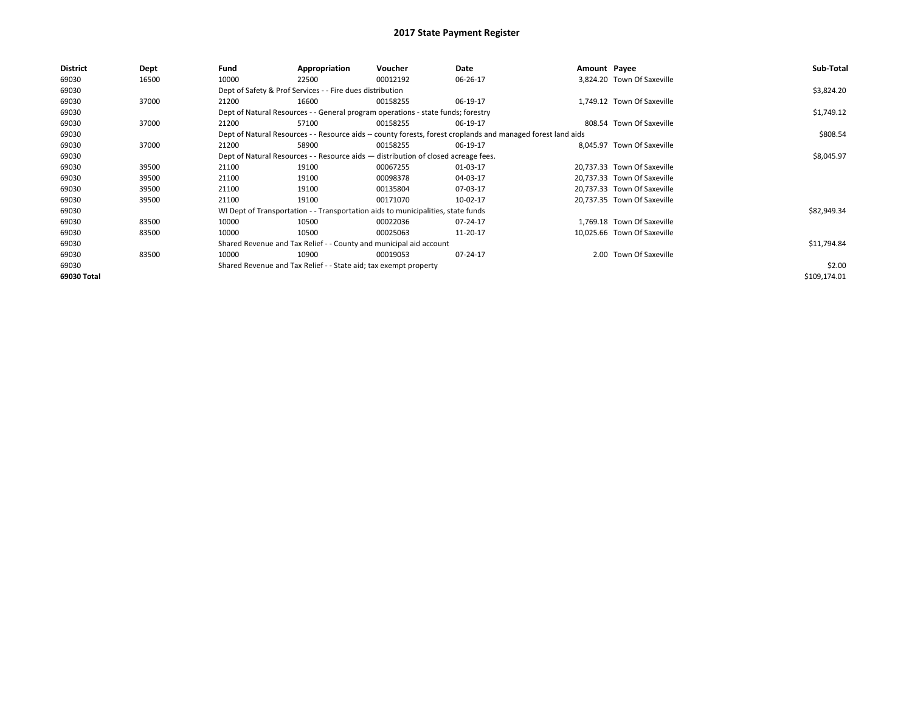# 2017 State Payment Register

| District | Dept | Fund | Appropriation | Voucher | Date | Amount | Payee | Sub-Total |
|---|---|---|---|---|---|---|---|---|
| 69030 | 16500 | 10000 | 22500 | 00012192 | 06-26-17 | 3,824.20 | Town Of Saxeville | |
| 69030 | | Dept of Safety & Prof Services - - Fire dues distribution | | | | | | $3,824.20 |
| 69030 | 37000 | 21200 | 16600 | 00158255 | 06-19-17 | 1,749.12 | Town Of Saxeville | |
| 69030 | | Dept of Natural Resources - - General program operations - state funds; forestry | | | | | | $1,749.12 |
| 69030 | 37000 | 21200 | 57100 | 00158255 | 06-19-17 | 808.54 | Town Of Saxeville | |
| 69030 | | Dept of Natural Resources - - Resource aids -- county forests, forest croplands and managed forest land aids | | | | | | $808.54 |
| 69030 | 37000 | 21200 | 58900 | 00158255 | 06-19-17 | 8,045.97 | Town Of Saxeville | |
| 69030 | | Dept of Natural Resources - - Resource aids — distribution of closed acreage fees. | | | | | | $8,045.97 |
| 69030 | 39500 | 21100 | 19100 | 00067255 | 01-03-17 | 20,737.33 | Town Of Saxeville | |
| 69030 | 39500 | 21100 | 19100 | 00098378 | 04-03-17 | 20,737.33 | Town Of Saxeville | |
| 69030 | 39500 | 21100 | 19100 | 00135804 | 07-03-17 | 20,737.33 | Town Of Saxeville | |
| 69030 | 39500 | 21100 | 19100 | 00171070 | 10-02-17 | 20,737.35 | Town Of Saxeville | |
| 69030 | | WI Dept of Transportation - - Transportation aids to municipalities, state funds | | | | | | $82,949.34 |
| 69030 | 83500 | 10000 | 10500 | 00022036 | 07-24-17 | 1,769.18 | Town Of Saxeville | |
| 69030 | 83500 | 10000 | 10500 | 00025063 | 11-20-17 | 10,025.66 | Town Of Saxeville | |
| 69030 | | Shared Revenue and Tax Relief - - County and municipal aid account | | | | | | $11,794.84 |
| 69030 | 83500 | 10000 | 10900 | 00019053 | 07-24-17 | 2.00 | Town Of Saxeville | |
| 69030 | | Shared Revenue and Tax Relief - - State aid; tax exempt property | | | | | | $2.00 |
| 69030 Total | | | | | | | | $109,174.01 |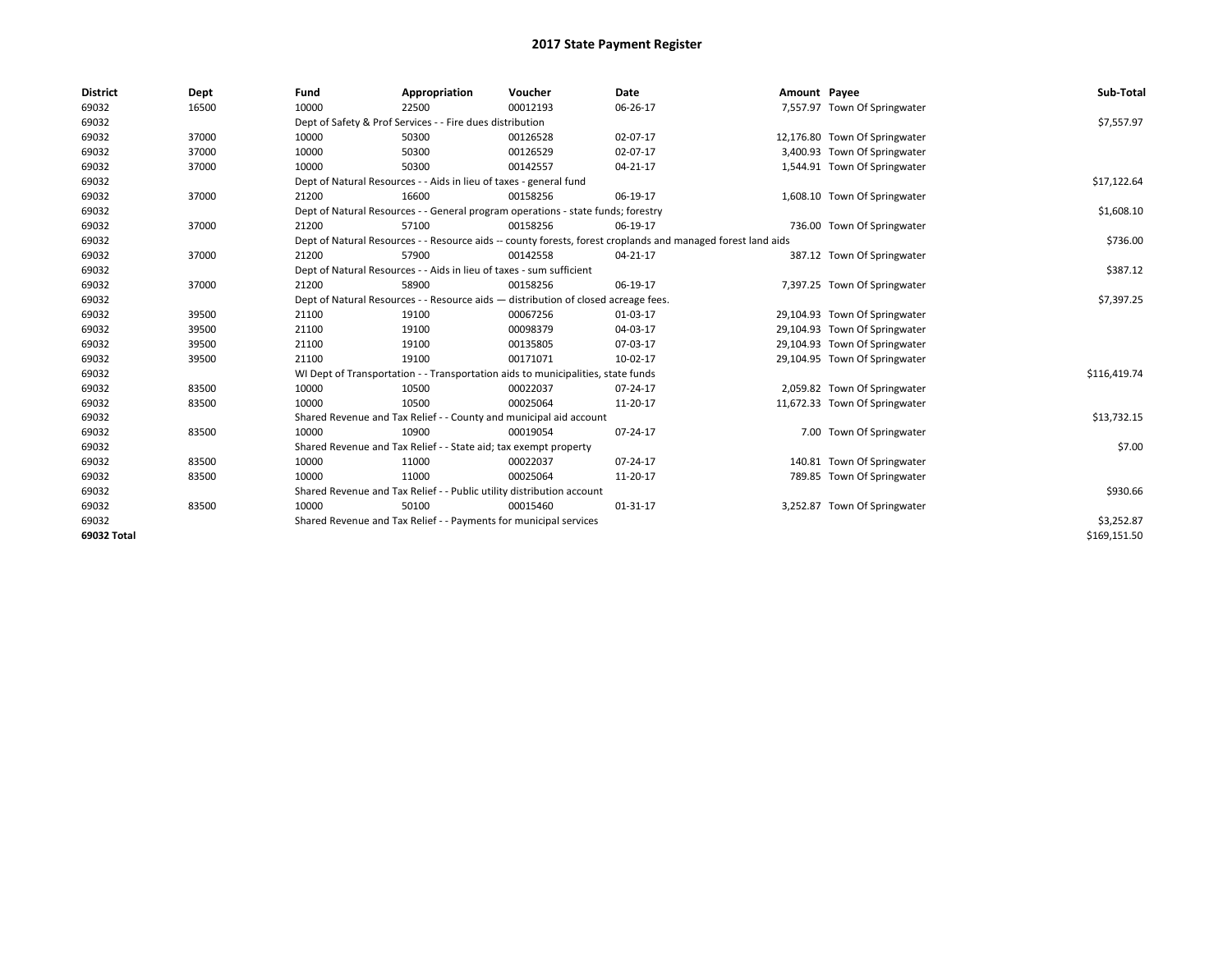# 2017 State Payment Register

| District | Dept | Fund | Appropriation | Voucher | Date | Amount | Payee | Sub-Total |
|---|---|---|---|---|---|---|---|---|
| 69032 | 16500 | 10000 | 22500 | 00012193 | 06-26-17 | 7,557.97 | Town Of Springwater | |
| 69032 | | Dept of Safety & Prof Services - - Fire dues distribution | | | | | | $7,557.97 |
| 69032 | 37000 | 10000 | 50300 | 00126528 | 02-07-17 | 12,176.80 | Town Of Springwater | |
| 69032 | 37000 | 10000 | 50300 | 00126529 | 02-07-17 | 3,400.93 | Town Of Springwater | |
| 69032 | 37000 | 10000 | 50300 | 00142557 | 04-21-17 | 1,544.91 | Town Of Springwater | |
| 69032 | | Dept of Natural Resources - - Aids in lieu of taxes - general fund | | | | | | $17,122.64 |
| 69032 | 37000 | 21200 | 16600 | 00158256 | 06-19-17 | 1,608.10 | Town Of Springwater | |
| 69032 | | Dept of Natural Resources - - General program operations - state funds; forestry | | | | | | $1,608.10 |
| 69032 | 37000 | 21200 | 57100 | 00158256 | 06-19-17 | 736.00 | Town Of Springwater | |
| 69032 | | Dept of Natural Resources - - Resource aids -- county forests, forest croplands and managed forest land aids | | | | | | $736.00 |
| 69032 | 37000 | 21200 | 57900 | 00142558 | 04-21-17 | 387.12 | Town Of Springwater | |
| 69032 | | Dept of Natural Resources - - Aids in lieu of taxes - sum sufficient | | | | | | $387.12 |
| 69032 | 37000 | 21200 | 58900 | 00158256 | 06-19-17 | 7,397.25 | Town Of Springwater | |
| 69032 | | Dept of Natural Resources - - Resource aids — distribution of closed acreage fees. | | | | | | $7,397.25 |
| 69032 | 39500 | 21100 | 19100 | 00067256 | 01-03-17 | 29,104.93 | Town Of Springwater | |
| 69032 | 39500 | 21100 | 19100 | 00098379 | 04-03-17 | 29,104.93 | Town Of Springwater | |
| 69032 | 39500 | 21100 | 19100 | 00135805 | 07-03-17 | 29,104.93 | Town Of Springwater | |
| 69032 | 39500 | 21100 | 19100 | 00171071 | 10-02-17 | 29,104.95 | Town Of Springwater | |
| 69032 | | WI Dept of Transportation - - Transportation aids to municipalities, state funds | | | | | | $116,419.74 |
| 69032 | 83500 | 10000 | 10500 | 00022037 | 07-24-17 | 2,059.82 | Town Of Springwater | |
| 69032 | 83500 | 10000 | 10500 | 00025064 | 11-20-17 | 11,672.33 | Town Of Springwater | |
| 69032 | | Shared Revenue and Tax Relief - - County and municipal aid account | | | | | | $13,732.15 |
| 69032 | 83500 | 10000 | 10900 | 00019054 | 07-24-17 | 7.00 | Town Of Springwater | |
| 69032 | | Shared Revenue and Tax Relief - - State aid; tax exempt property | | | | | | $7.00 |
| 69032 | 83500 | 10000 | 11000 | 00022037 | 07-24-17 | 140.81 | Town Of Springwater | |
| 69032 | 83500 | 10000 | 11000 | 00025064 | 11-20-17 | 789.85 | Town Of Springwater | |
| 69032 | | Shared Revenue and Tax Relief - - Public utility distribution account | | | | | | $930.66 |
| 69032 | 83500 | 10000 | 50100 | 00015460 | 01-31-17 | 3,252.87 | Town Of Springwater | |
| 69032 | | Shared Revenue and Tax Relief - - Payments for municipal services | | | | | | $3,252.87 |
| 69032 Total | | | | | | | | $169,151.50 |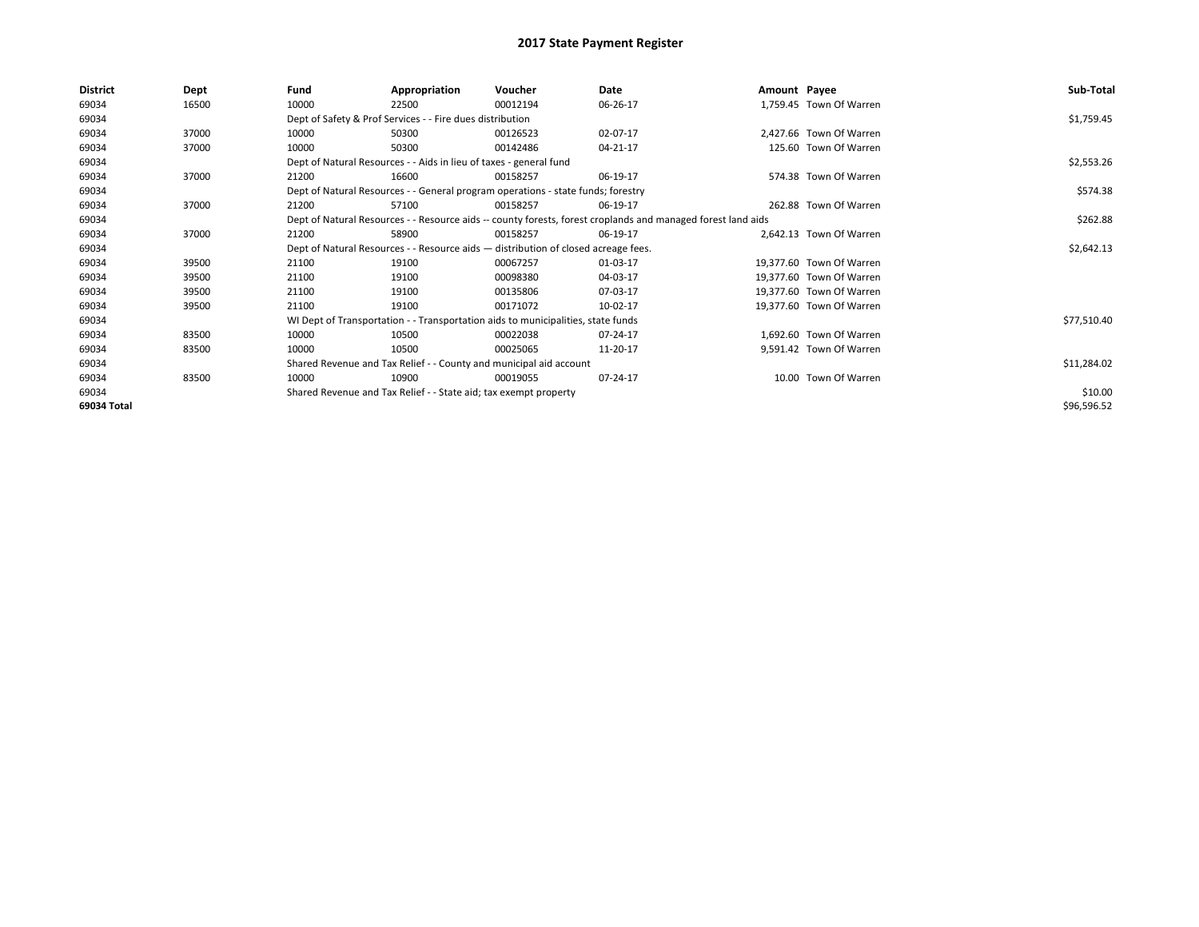# 2017 State Payment Register

| District | Dept | Fund | Appropriation | Voucher | Date | Amount | Payee | Sub-Total |
|---|---|---|---|---|---|---|---|---|
| 69034 | 16500 | 10000 | 22500 | 00012194 | 06-26-17 | 1,759.45 | Town Of Warren | |
| 69034 | | Dept of Safety & Prof Services - - Fire dues distribution | | | | | | $1,759.45 |
| 69034 | 37000 | 10000 | 50300 | 00126523 | 02-07-17 | 2,427.66 | Town Of Warren | |
| 69034 | 37000 | 10000 | 50300 | 00142486 | 04-21-17 | 125.60 | Town Of Warren | |
| 69034 | | Dept of Natural Resources - - Aids in lieu of taxes - general fund | | | | | | $2,553.26 |
| 69034 | 37000 | 21200 | 16600 | 00158257 | 06-19-17 | 574.38 | Town Of Warren | |
| 69034 | | Dept of Natural Resources - - General program operations - state funds; forestry | | | | | | $574.38 |
| 69034 | 37000 | 21200 | 57100 | 00158257 | 06-19-17 | 262.88 | Town Of Warren | |
| 69034 | | Dept of Natural Resources - - Resource aids -- county forests, forest croplands and managed forest land aids | | | | | | $262.88 |
| 69034 | 37000 | 21200 | 58900 | 00158257 | 06-19-17 | 2,642.13 | Town Of Warren | |
| 69034 | | Dept of Natural Resources - - Resource aids — distribution of closed acreage fees. | | | | | | $2,642.13 |
| 69034 | 39500 | 21100 | 19100 | 00067257 | 01-03-17 | 19,377.60 | Town Of Warren | |
| 69034 | 39500 | 21100 | 19100 | 00098380 | 04-03-17 | 19,377.60 | Town Of Warren | |
| 69034 | 39500 | 21100 | 19100 | 00135806 | 07-03-17 | 19,377.60 | Town Of Warren | |
| 69034 | 39500 | 21100 | 19100 | 00171072 | 10-02-17 | 19,377.60 | Town Of Warren | |
| 69034 | | WI Dept of Transportation - - Transportation aids to municipalities, state funds | | | | | | $77,510.40 |
| 69034 | 83500 | 10000 | 10500 | 00022038 | 07-24-17 | 1,692.60 | Town Of Warren | |
| 69034 | 83500 | 10000 | 10500 | 00025065 | 11-20-17 | 9,591.42 | Town Of Warren | |
| 69034 | | Shared Revenue and Tax Relief - - County and municipal aid account | | | | | | $11,284.02 |
| 69034 | 83500 | 10000 | 10900 | 00019055 | 07-24-17 | 10.00 | Town Of Warren | |
| 69034 | | Shared Revenue and Tax Relief - - State aid; tax exempt property | | | | | | $10.00 |
| 69034 Total | | | | | | | | $96,596.52 |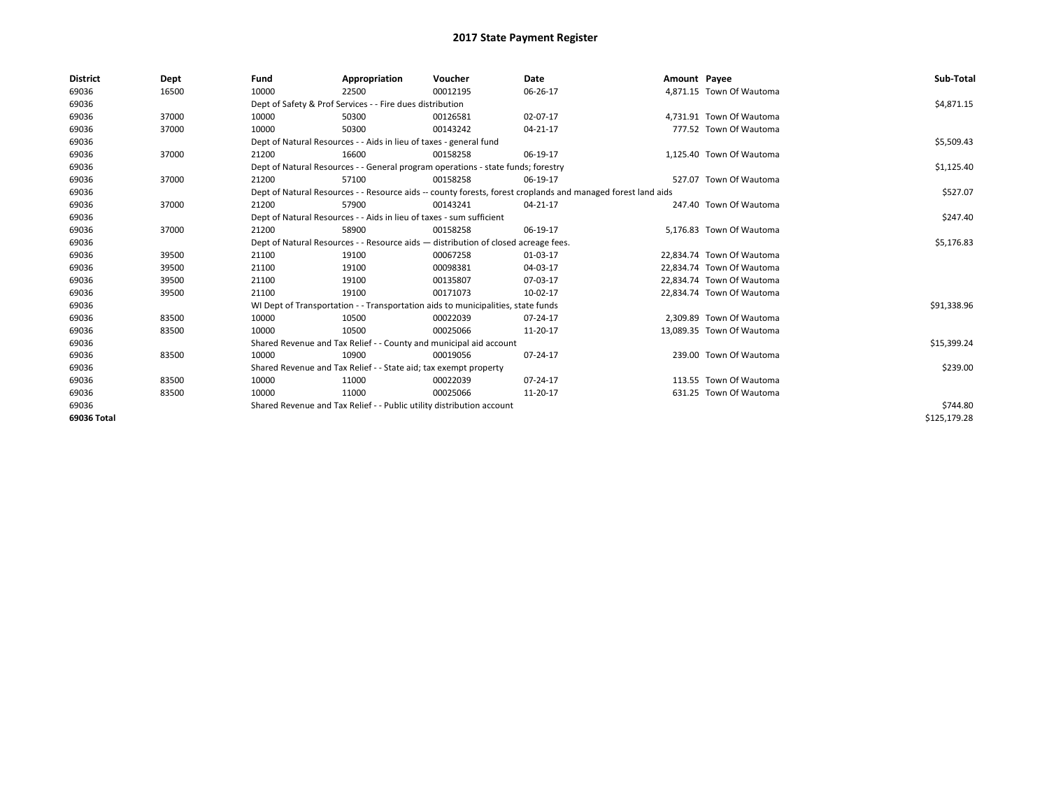# 2017 State Payment Register

| District | Dept | Fund | Appropriation | Voucher | Date | Amount | Payee | Sub-Total |
|---|---|---|---|---|---|---|---|---|
| 69036 | 16500 | 10000 | 22500 | 00012195 | 06-26-17 | 4,871.15 | Town Of Wautoma | |
| 69036 | | Dept of Safety & Prof Services - - Fire dues distribution | | | | | | $4,871.15 |
| 69036 | 37000 | 10000 | 50300 | 00126581 | 02-07-17 | 4,731.91 | Town Of Wautoma | |
| 69036 | 37000 | 10000 | 50300 | 00143242 | 04-21-17 | 777.52 | Town Of Wautoma | |
| 69036 | | Dept of Natural Resources - - Aids in lieu of taxes - general fund | | | | | | $5,509.43 |
| 69036 | 37000 | 21200 | 16600 | 00158258 | 06-19-17 | 1,125.40 | Town Of Wautoma | |
| 69036 | | Dept of Natural Resources - - General program operations - state funds; forestry | | | | | | $1,125.40 |
| 69036 | 37000 | 21200 | 57100 | 00158258 | 06-19-17 | 527.07 | Town Of Wautoma | |
| 69036 | | Dept of Natural Resources - - Resource aids -- county forests, forest croplands and managed forest land aids | | | | | | $527.07 |
| 69036 | 37000 | 21200 | 57900 | 00143241 | 04-21-17 | 247.40 | Town Of Wautoma | |
| 69036 | | Dept of Natural Resources - - Aids in lieu of taxes - sum sufficient | | | | | | $247.40 |
| 69036 | 37000 | 21200 | 58900 | 00158258 | 06-19-17 | 5,176.83 | Town Of Wautoma | |
| 69036 | | Dept of Natural Resources - - Resource aids — distribution of closed acreage fees. | | | | | | $5,176.83 |
| 69036 | 39500 | 21100 | 19100 | 00067258 | 01-03-17 | 22,834.74 | Town Of Wautoma | |
| 69036 | 39500 | 21100 | 19100 | 00098381 | 04-03-17 | 22,834.74 | Town Of Wautoma | |
| 69036 | 39500 | 21100 | 19100 | 00135807 | 07-03-17 | 22,834.74 | Town Of Wautoma | |
| 69036 | 39500 | 21100 | 19100 | 00171073 | 10-02-17 | 22,834.74 | Town Of Wautoma | |
| 69036 | | WI Dept of Transportation - - Transportation aids to municipalities, state funds | | | | | | $91,338.96 |
| 69036 | 83500 | 10000 | 10500 | 00022039 | 07-24-17 | 2,309.89 | Town Of Wautoma | |
| 69036 | 83500 | 10000 | 10500 | 00025066 | 11-20-17 | 13,089.35 | Town Of Wautoma | |
| 69036 | | Shared Revenue and Tax Relief - - County and municipal aid account | | | | | | $15,399.24 |
| 69036 | 83500 | 10000 | 10900 | 00019056 | 07-24-17 | 239.00 | Town Of Wautoma | |
| 69036 | | Shared Revenue and Tax Relief - - State aid; tax exempt property | | | | | | $239.00 |
| 69036 | 83500 | 10000 | 11000 | 00022039 | 07-24-17 | 113.55 | Town Of Wautoma | |
| 69036 | 83500 | 10000 | 11000 | 00025066 | 11-20-17 | 631.25 | Town Of Wautoma | |
| 69036 | | Shared Revenue and Tax Relief - - Public utility distribution account | | | | | | $744.80 |
| 69036 Total | | | | | | | | $125,179.28 |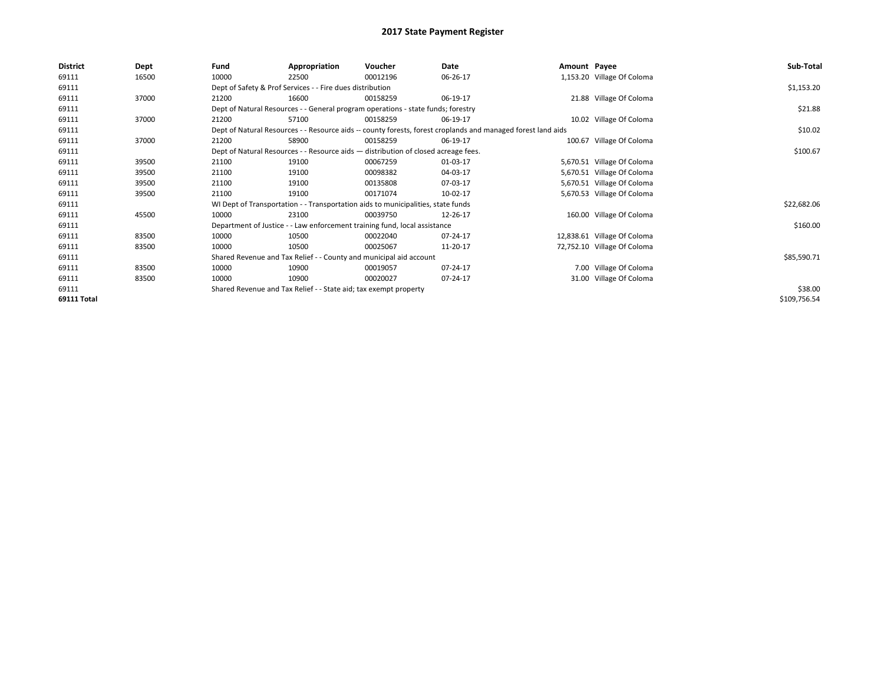# 2017 State Payment Register

| District | Dept | Fund | Appropriation | Voucher | Date | Amount | Payee | Sub-Total |
|---|---|---|---|---|---|---|---|---|
| 69111 | 16500 | 10000 | 22500 | 00012196 | 06-26-17 | 1,153.20 | Village Of Coloma | |
| 69111 | | Dept of Safety & Prof Services - - Fire dues distribution | | | | | | $1,153.20 |
| 69111 | 37000 | 21200 | 16600 | 00158259 | 06-19-17 | 21.88 | Village Of Coloma | |
| 69111 | | Dept of Natural Resources - - General program operations - state funds; forestry | | | | | | $21.88 |
| 69111 | 37000 | 21200 | 57100 | 00158259 | 06-19-17 | 10.02 | Village Of Coloma | |
| 69111 | | Dept of Natural Resources - - Resource aids -- county forests, forest croplands and managed forest land aids | | | | | | $10.02 |
| 69111 | 37000 | 21200 | 58900 | 00158259 | 06-19-17 | 100.67 | Village Of Coloma | |
| 69111 | | Dept of Natural Resources - - Resource aids — distribution of closed acreage fees. | | | | | | $100.67 |
| 69111 | 39500 | 21100 | 19100 | 00067259 | 01-03-17 | 5,670.51 | Village Of Coloma | |
| 69111 | 39500 | 21100 | 19100 | 00098382 | 04-03-17 | 5,670.51 | Village Of Coloma | |
| 69111 | 39500 | 21100 | 19100 | 00135808 | 07-03-17 | 5,670.51 | Village Of Coloma | |
| 69111 | 39500 | 21100 | 19100 | 00171074 | 10-02-17 | 5,670.53 | Village Of Coloma | |
| 69111 | | WI Dept of Transportation - - Transportation aids to municipalities, state funds | | | | | | $22,682.06 |
| 69111 | 45500 | 10000 | 23100 | 00039750 | 12-26-17 | 160.00 | Village Of Coloma | |
| 69111 | | Department of Justice - - Law enforcement training fund, local assistance | | | | | | $160.00 |
| 69111 | 83500 | 10000 | 10500 | 00022040 | 07-24-17 | 12,838.61 | Village Of Coloma | |
| 69111 | 83500 | 10000 | 10500 | 00025067 | 11-20-17 | 72,752.10 | Village Of Coloma | |
| 69111 | | Shared Revenue and Tax Relief - - County and municipal aid account | | | | | | $85,590.71 |
| 69111 | 83500 | 10000 | 10900 | 00019057 | 07-24-17 | 7.00 | Village Of Coloma | |
| 69111 | 83500 | 10000 | 10900 | 00020027 | 07-24-17 | 31.00 | Village Of Coloma | |
| 69111 | | Shared Revenue and Tax Relief - - State aid; tax exempt property | | | | | | $38.00 |
| 69111 Total | | | | | | | | $109,756.54 |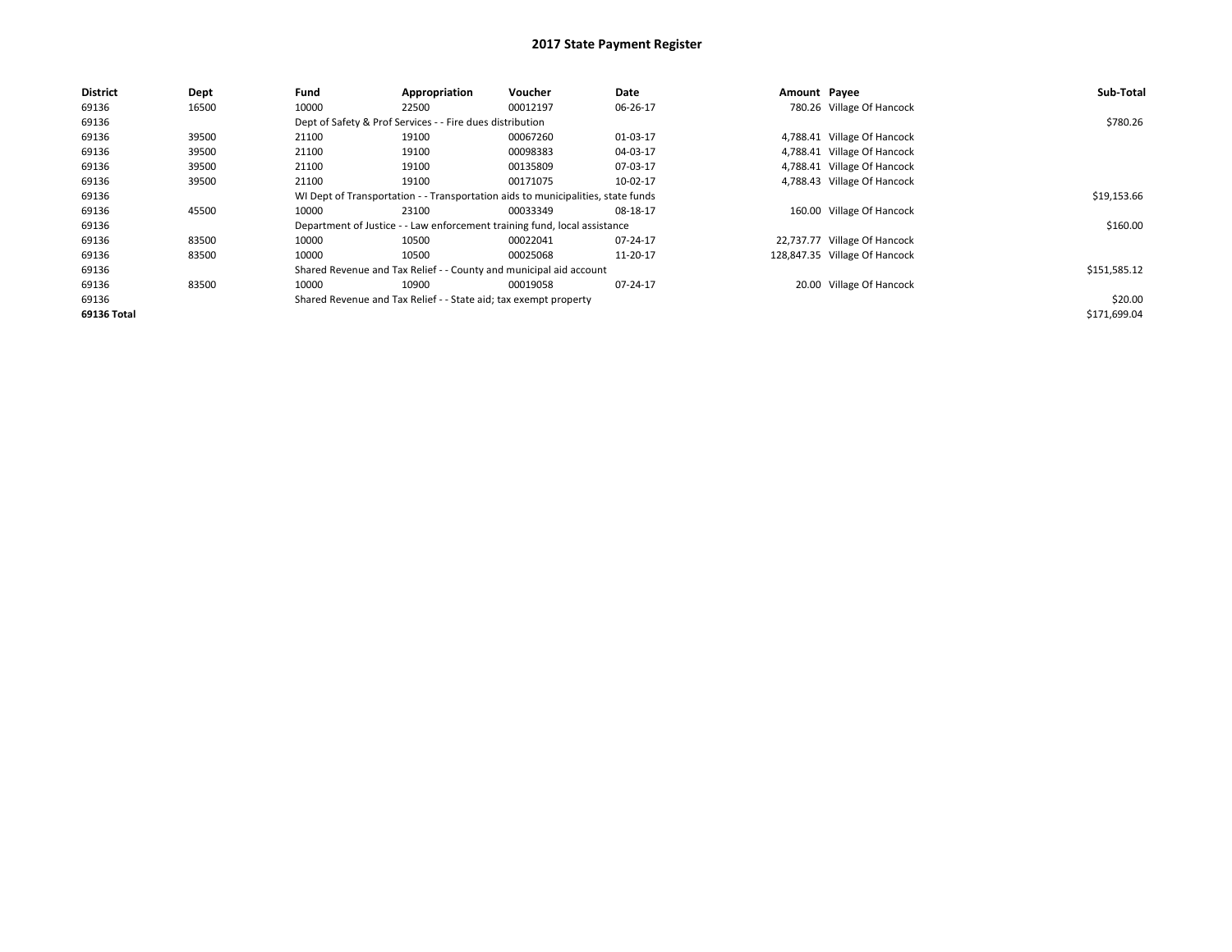# 2017 State Payment Register

| District | Dept | Fund | Appropriation | Voucher | Date | Amount | Payee | Sub-Total |
|---|---|---|---|---|---|---|---|---|
| 69136 | 16500 | 10000 | 22500 | 00012197 | 06-26-17 | 780.26 | Village Of Hancock | |
| 69136 | | Dept of Safety & Prof Services - - Fire dues distribution | | | | | | $780.26 |
| 69136 | 39500 | 21100 | 19100 | 00067260 | 01-03-17 | 4,788.41 | Village Of Hancock | |
| 69136 | 39500 | 21100 | 19100 | 00098383 | 04-03-17 | 4,788.41 | Village Of Hancock | |
| 69136 | 39500 | 21100 | 19100 | 00135809 | 07-03-17 | 4,788.41 | Village Of Hancock | |
| 69136 | 39500 | 21100 | 19100 | 00171075 | 10-02-17 | 4,788.43 | Village Of Hancock | |
| 69136 | | WI Dept of Transportation - - Transportation aids to municipalities, state funds | | | | | | $19,153.66 |
| 69136 | 45500 | 10000 | 23100 | 00033349 | 08-18-17 | 160.00 | Village Of Hancock | |
| 69136 | | Department of Justice - - Law enforcement training fund, local assistance | | | | | | $160.00 |
| 69136 | 83500 | 10000 | 10500 | 00022041 | 07-24-17 | 22,737.77 | Village Of Hancock | |
| 69136 | 83500 | 10000 | 10500 | 00025068 | 11-20-17 | 128,847.35 | Village Of Hancock | |
| 69136 | | Shared Revenue and Tax Relief - - County and municipal aid account | | | | | | $151,585.12 |
| 69136 | 83500 | 10000 | 10900 | 00019058 | 07-24-17 | 20.00 | Village Of Hancock | |
| 69136 | | Shared Revenue and Tax Relief - - State aid; tax exempt property | | | | | | $20.00 |
| **69136 Total** | | | | | | | | $171,699.04 |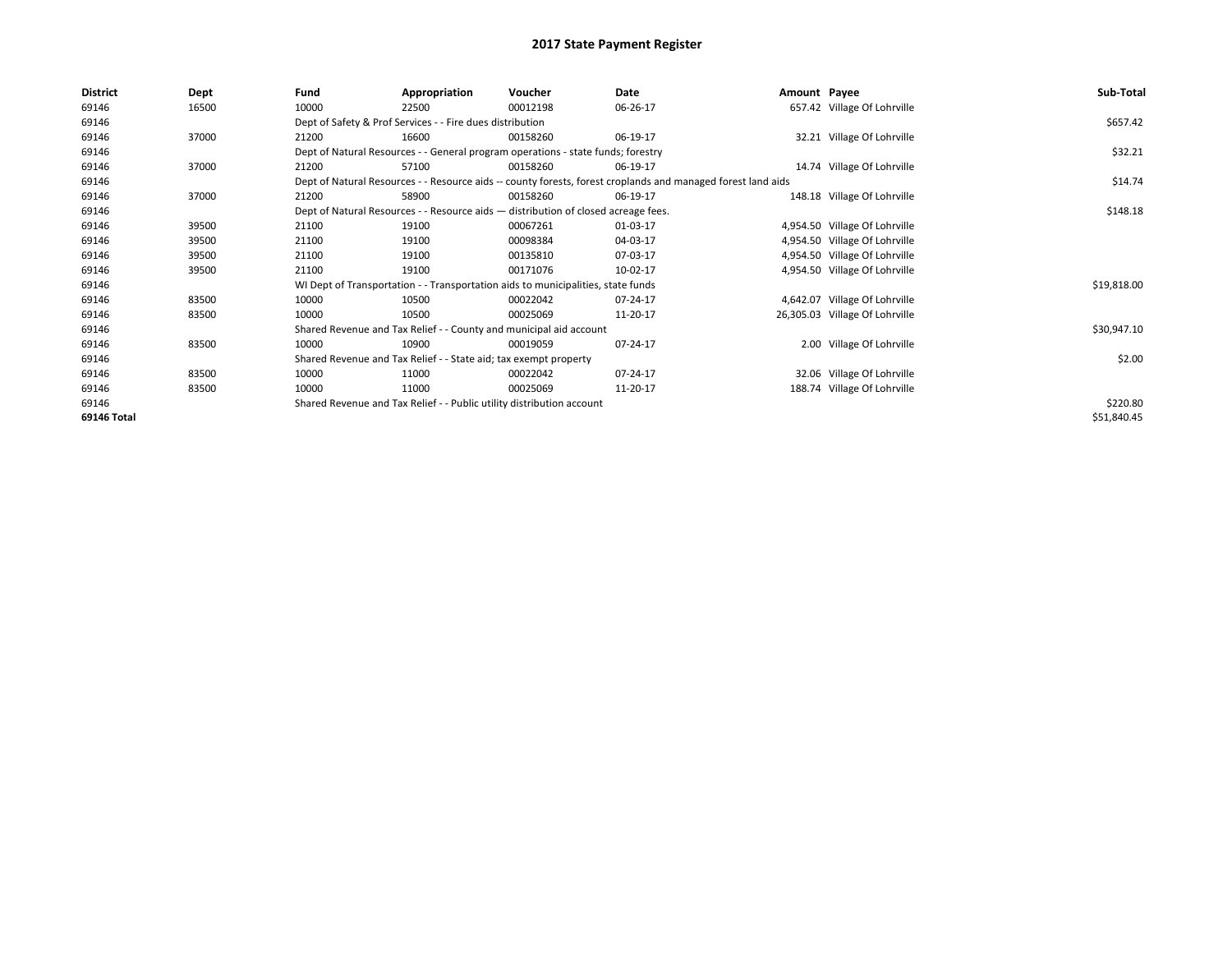# 2017 State Payment Register

| District | Dept | Fund | Appropriation | Voucher | Date | Amount | Payee | Sub-Total |
|---|---|---|---|---|---|---|---|---|
| 69146 | 16500 | 10000 | 22500 | 00012198 | 06-26-17 | 657.42 | Village Of Lohrville | |
| 69146 | | Dept of Safety & Prof Services - - Fire dues distribution | | | | | | $657.42 |
| 69146 | 37000 | 21200 | 16600 | 00158260 | 06-19-17 | 32.21 | Village Of Lohrville | |
| 69146 | | Dept of Natural Resources - - General program operations - state funds; forestry | | | | | | $32.21 |
| 69146 | 37000 | 21200 | 57100 | 00158260 | 06-19-17 | 14.74 | Village Of Lohrville | |
| 69146 | | Dept of Natural Resources - - Resource aids -- county forests, forest croplands and managed forest land aids | | | | | | $14.74 |
| 69146 | 37000 | 21200 | 58900 | 00158260 | 06-19-17 | 148.18 | Village Of Lohrville | |
| 69146 | | Dept of Natural Resources - - Resource aids — distribution of closed acreage fees. | | | | | | $148.18 |
| 69146 | 39500 | 21100 | 19100 | 00067261 | 01-03-17 | 4,954.50 | Village Of Lohrville | |
| 69146 | 39500 | 21100 | 19100 | 00098384 | 04-03-17 | 4,954.50 | Village Of Lohrville | |
| 69146 | 39500 | 21100 | 19100 | 00135810 | 07-03-17 | 4,954.50 | Village Of Lohrville | |
| 69146 | 39500 | 21100 | 19100 | 00171076 | 10-02-17 | 4,954.50 | Village Of Lohrville | |
| 69146 | | WI Dept of Transportation - - Transportation aids to municipalities, state funds | | | | | | $19,818.00 |
| 69146 | 83500 | 10000 | 10500 | 00022042 | 07-24-17 | 4,642.07 | Village Of Lohrville | |
| 69146 | 83500 | 10000 | 10500 | 00025069 | 11-20-17 | 26,305.03 | Village Of Lohrville | |
| 69146 | | Shared Revenue and Tax Relief - - County and municipal aid account | | | | | | $30,947.10 |
| 69146 | 83500 | 10000 | 10900 | 00019059 | 07-24-17 | 2.00 | Village Of Lohrville | |
| 69146 | | Shared Revenue and Tax Relief - - State aid; tax exempt property | | | | | | $2.00 |
| 69146 | 83500 | 10000 | 11000 | 00022042 | 07-24-17 | 32.06 | Village Of Lohrville | |
| 69146 | 83500 | 10000 | 11000 | 00025069 | 11-20-17 | 188.74 | Village Of Lohrville | |
| 69146 | | Shared Revenue and Tax Relief - - Public utility distribution account | | | | | | $220.80 |
| 69146 Total | | | | | | | | $51,840.45 |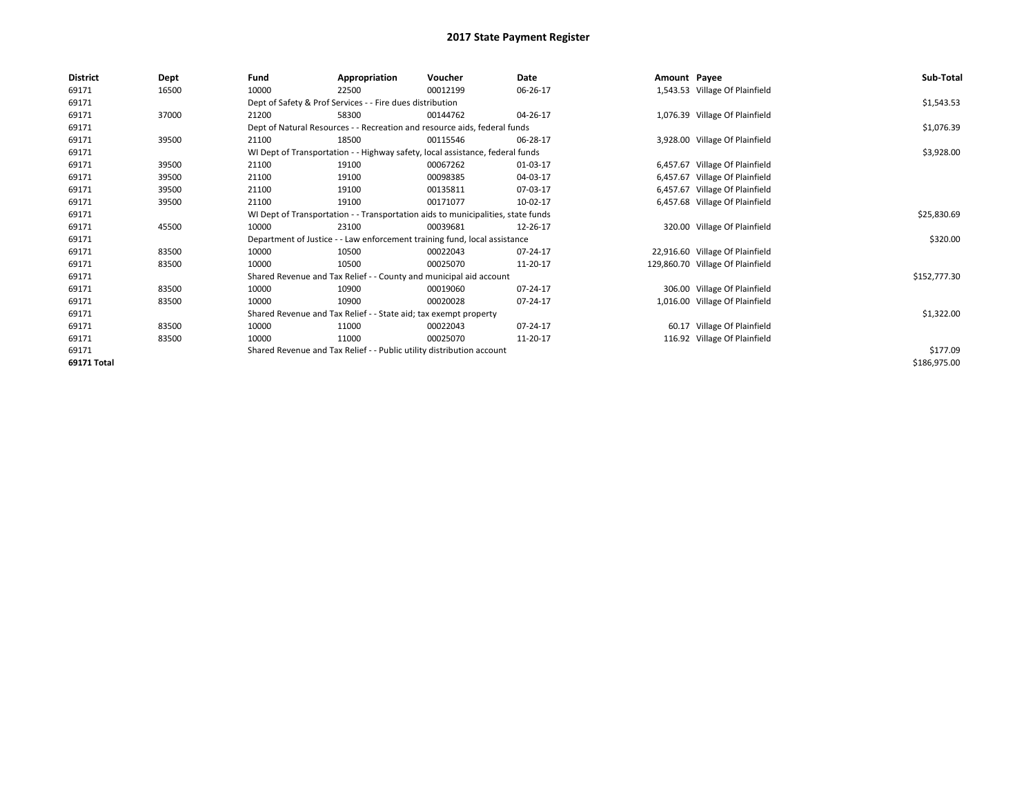# 2017 State Payment Register

| District | Dept | Fund | Appropriation | Voucher | Date | Amount | Payee | Sub-Total |
|---|---|---|---|---|---|---|---|---|
| 69171 | 16500 | 10000 | 22500 | 00012199 | 06-26-17 | 1,543.53 | Village Of Plainfield | |
| 69171 | | Dept of Safety & Prof Services - - Fire dues distribution | | | | | | $1,543.53 |
| 69171 | 37000 | 21200 | 58300 | 00144762 | 04-26-17 | 1,076.39 | Village Of Plainfield | |
| 69171 | | Dept of Natural Resources - - Recreation and resource aids, federal funds | | | | | | $1,076.39 |
| 69171 | 39500 | 21100 | 18500 | 00115546 | 06-28-17 | 3,928.00 | Village Of Plainfield | |
| 69171 | | WI Dept of Transportation - - Highway safety, local assistance, federal funds | | | | | | $3,928.00 |
| 69171 | 39500 | 21100 | 19100 | 00067262 | 01-03-17 | 6,457.67 | Village Of Plainfield | |
| 69171 | 39500 | 21100 | 19100 | 00098385 | 04-03-17 | 6,457.67 | Village Of Plainfield | |
| 69171 | 39500 | 21100 | 19100 | 00135811 | 07-03-17 | 6,457.67 | Village Of Plainfield | |
| 69171 | 39500 | 21100 | 19100 | 00171077 | 10-02-17 | 6,457.68 | Village Of Plainfield | |
| 69171 | | WI Dept of Transportation - - Transportation aids to municipalities, state funds | | | | | | $25,830.69 |
| 69171 | 45500 | 10000 | 23100 | 00039681 | 12-26-17 | 320.00 | Village Of Plainfield | |
| 69171 | | Department of Justice - - Law enforcement training fund, local assistance | | | | | | $320.00 |
| 69171 | 83500 | 10000 | 10500 | 00022043 | 07-24-17 | 22,916.60 | Village Of Plainfield | |
| 69171 | 83500 | 10000 | 10500 | 00025070 | 11-20-17 | 129,860.70 | Village Of Plainfield | |
| 69171 | | Shared Revenue and Tax Relief - - County and municipal aid account | | | | | | $152,777.30 |
| 69171 | 83500 | 10000 | 10900 | 00019060 | 07-24-17 | 306.00 | Village Of Plainfield | |
| 69171 | 83500 | 10000 | 10900 | 00020028 | 07-24-17 | 1,016.00 | Village Of Plainfield | |
| 69171 | | Shared Revenue and Tax Relief - - State aid; tax exempt property | | | | | | $1,322.00 |
| 69171 | 83500 | 10000 | 11000 | 00022043 | 07-24-17 | 60.17 | Village Of Plainfield | |
| 69171 | 83500 | 10000 | 11000 | 00025070 | 11-20-17 | 116.92 | Village Of Plainfield | |
| 69171 | | Shared Revenue and Tax Relief - - Public utility distribution account | | | | | | $177.09 |
| **69171 Total** | | | | | | | | $186,975.00 |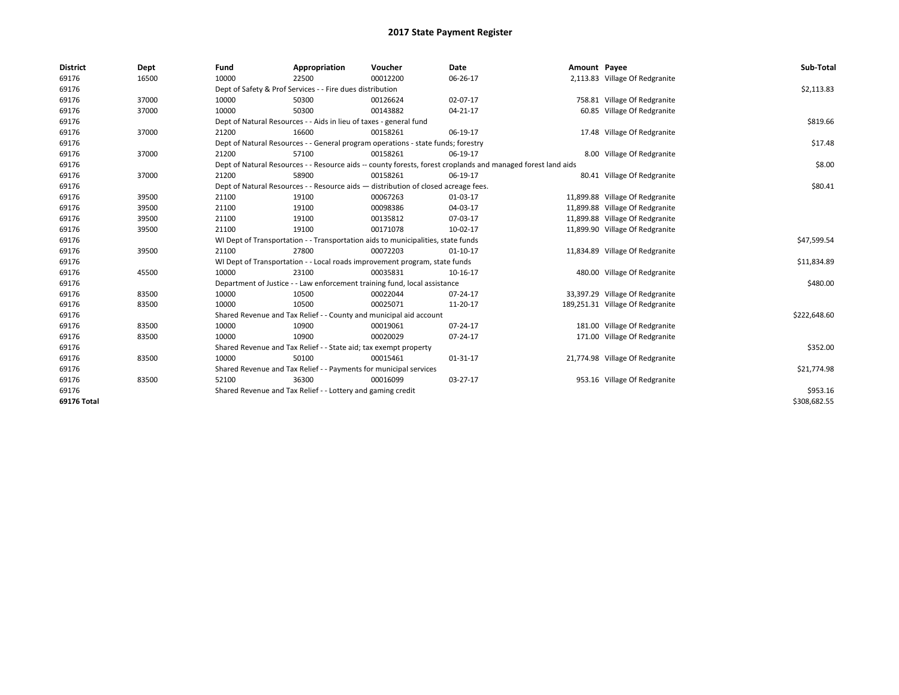# 2017 State Payment Register

| District | Dept | Fund | Appropriation | Voucher | Date | Amount | Payee | Sub-Total |
|---|---|---|---|---|---|---|---|---|
| 69176 | 16500 | 10000 | 22500 | 00012200 | 06-26-17 | 2,113.83 | Village Of Redgranite | |
| 69176 | | Dept of Safety & Prof Services - - Fire dues distribution | | | | | | $2,113.83 |
| 69176 | 37000 | 10000 | 50300 | 00126624 | 02-07-17 | 758.81 | Village Of Redgranite | |
| 69176 | 37000 | 10000 | 50300 | 00143882 | 04-21-17 | 60.85 | Village Of Redgranite | |
| 69176 | | Dept of Natural Resources - - Aids in lieu of taxes - general fund | | | | | | $819.66 |
| 69176 | 37000 | 21200 | 16600 | 00158261 | 06-19-17 | 17.48 | Village Of Redgranite | |
| 69176 | | Dept of Natural Resources - - General program operations - state funds; forestry | | | | | | $17.48 |
| 69176 | 37000 | 21200 | 57100 | 00158261 | 06-19-17 | 8.00 | Village Of Redgranite | |
| 69176 | | Dept of Natural Resources - - Resource aids -- county forests, forest croplands and managed forest land aids | | | | | | $8.00 |
| 69176 | 37000 | 21200 | 58900 | 00158261 | 06-19-17 | 80.41 | Village Of Redgranite | |
| 69176 | | Dept of Natural Resources - - Resource aids — distribution of closed acreage fees. | | | | | | $80.41 |
| 69176 | 39500 | 21100 | 19100 | 00067263 | 01-03-17 | 11,899.88 | Village Of Redgranite | |
| 69176 | 39500 | 21100 | 19100 | 00098386 | 04-03-17 | 11,899.88 | Village Of Redgranite | |
| 69176 | 39500 | 21100 | 19100 | 00135812 | 07-03-17 | 11,899.88 | Village Of Redgranite | |
| 69176 | 39500 | 21100 | 19100 | 00171078 | 10-02-17 | 11,899.90 | Village Of Redgranite | |
| 69176 | | WI Dept of Transportation - - Transportation aids to municipalities, state funds | | | | | | $47,599.54 |
| 69176 | 39500 | 21100 | 27800 | 00072203 | 01-10-17 | 11,834.89 | Village Of Redgranite | |
| 69176 | | WI Dept of Transportation - - Local roads improvement program, state funds | | | | | | $11,834.89 |
| 69176 | 45500 | 10000 | 23100 | 00035831 | 10-16-17 | 480.00 | Village Of Redgranite | |
| 69176 | | Department of Justice - - Law enforcement training fund, local assistance | | | | | | $480.00 |
| 69176 | 83500 | 10000 | 10500 | 00022044 | 07-24-17 | 33,397.29 | Village Of Redgranite | |
| 69176 | 83500 | 10000 | 10500 | 00025071 | 11-20-17 | 189,251.31 | Village Of Redgranite | |
| 69176 | | Shared Revenue and Tax Relief - - County and municipal aid account | | | | | | $222,648.60 |
| 69176 | 83500 | 10000 | 10900 | 00019061 | 07-24-17 | 181.00 | Village Of Redgranite | |
| 69176 | 83500 | 10000 | 10900 | 00020029 | 07-24-17 | 171.00 | Village Of Redgranite | |
| 69176 | | Shared Revenue and Tax Relief - - State aid; tax exempt property | | | | | | $352.00 |
| 69176 | 83500 | 10000 | 50100 | 00015461 | 01-31-17 | 21,774.98 | Village Of Redgranite | |
| 69176 | | Shared Revenue and Tax Relief - - Payments for municipal services | | | | | | $21,774.98 |
| 69176 | 83500 | 52100 | 36300 | 00016099 | 03-27-17 | 953.16 | Village Of Redgranite | |
| 69176 | | Shared Revenue and Tax Relief - - Lottery and gaming credit | | | | | | $953.16 |
| **69176 Total** | | | | | | | | $308,682.55 |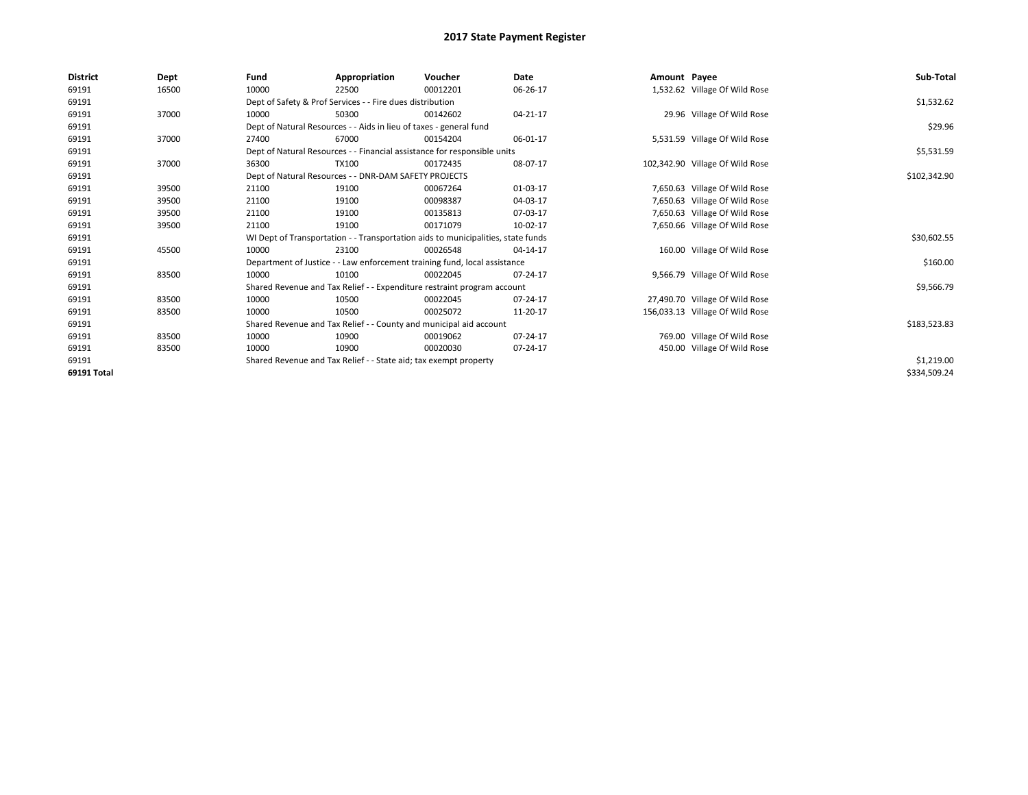# 2017 State Payment Register

| District | Dept | Fund | Appropriation | Voucher | Date | Amount | Payee | Sub-Total |
|---|---|---|---|---|---|---|---|---|
| 69191 | 16500 | 10000 | 22500 | 00012201 | 06-26-17 | 1,532.62 | Village Of Wild Rose | |
| 69191 | | Dept of Safety & Prof Services - - Fire dues distribution | | | | | | $1,532.62 |
| 69191 | 37000 | 10000 | 50300 | 00142602 | 04-21-17 | 29.96 | Village Of Wild Rose | |
| 69191 | | Dept of Natural Resources - - Aids in lieu of taxes - general fund | | | | | | $29.96 |
| 69191 | 37000 | 27400 | 67000 | 00154204 | 06-01-17 | 5,531.59 | Village Of Wild Rose | |
| 69191 | | Dept of Natural Resources - - Financial assistance for responsible units | | | | | | $5,531.59 |
| 69191 | 37000 | 36300 | TX100 | 00172435 | 08-07-17 | 102,342.90 | Village Of Wild Rose | |
| 69191 | | Dept of Natural Resources - - DNR-DAM SAFETY PROJECTS | | | | | | $102,342.90 |
| 69191 | 39500 | 21100 | 19100 | 00067264 | 01-03-17 | 7,650.63 | Village Of Wild Rose | |
| 69191 | 39500 | 21100 | 19100 | 00098387 | 04-03-17 | 7,650.63 | Village Of Wild Rose | |
| 69191 | 39500 | 21100 | 19100 | 00135813 | 07-03-17 | 7,650.63 | Village Of Wild Rose | |
| 69191 | 39500 | 21100 | 19100 | 00171079 | 10-02-17 | 7,650.66 | Village Of Wild Rose | |
| 69191 | | WI Dept of Transportation - - Transportation aids to municipalities, state funds | | | | | | $30,602.55 |
| 69191 | 45500 | 10000 | 23100 | 00026548 | 04-14-17 | 160.00 | Village Of Wild Rose | |
| 69191 | | Department of Justice - - Law enforcement training fund, local assistance | | | | | | $160.00 |
| 69191 | 83500 | 10000 | 10100 | 00022045 | 07-24-17 | 9,566.79 | Village Of Wild Rose | |
| 69191 | | Shared Revenue and Tax Relief - - Expenditure restraint program account | | | | | | $9,566.79 |
| 69191 | 83500 | 10000 | 10500 | 00022045 | 07-24-17 | 27,490.70 | Village Of Wild Rose | |
| 69191 | 83500 | 10000 | 10500 | 00025072 | 11-20-17 | 156,033.13 | Village Of Wild Rose | |
| 69191 | | Shared Revenue and Tax Relief - - County and municipal aid account | | | | | | $183,523.83 |
| 69191 | 83500 | 10000 | 10900 | 00019062 | 07-24-17 | 769.00 | Village Of Wild Rose | |
| 69191 | 83500 | 10000 | 10900 | 00020030 | 07-24-17 | 450.00 | Village Of Wild Rose | |
| 69191 | | Shared Revenue and Tax Relief - - State aid; tax exempt property | | | | | | $1,219.00 |
| 69191 Total | | | | | | | | $334,509.24 |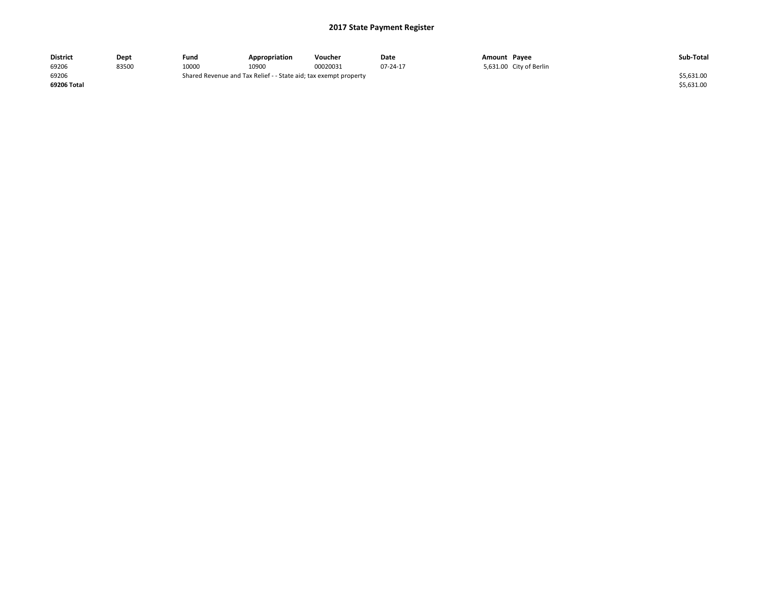# 2017 State Payment Register

| District | Dept | Fund | Appropriation | Voucher | Date | Amount | Payee | Sub-Total |
|---|---|---|---|---|---|---|---|---|
| 69206 | 83500 | 10000 | 10900 | 00020031 | 07-24-17 | 5,631.00 | City of Berlin | |
| 69206 | | Shared Revenue and Tax Relief - - State aid; tax exempt property | | | | | | $5,631.00 |
| **69206 Total** | | | | | | | | $5,631.00 |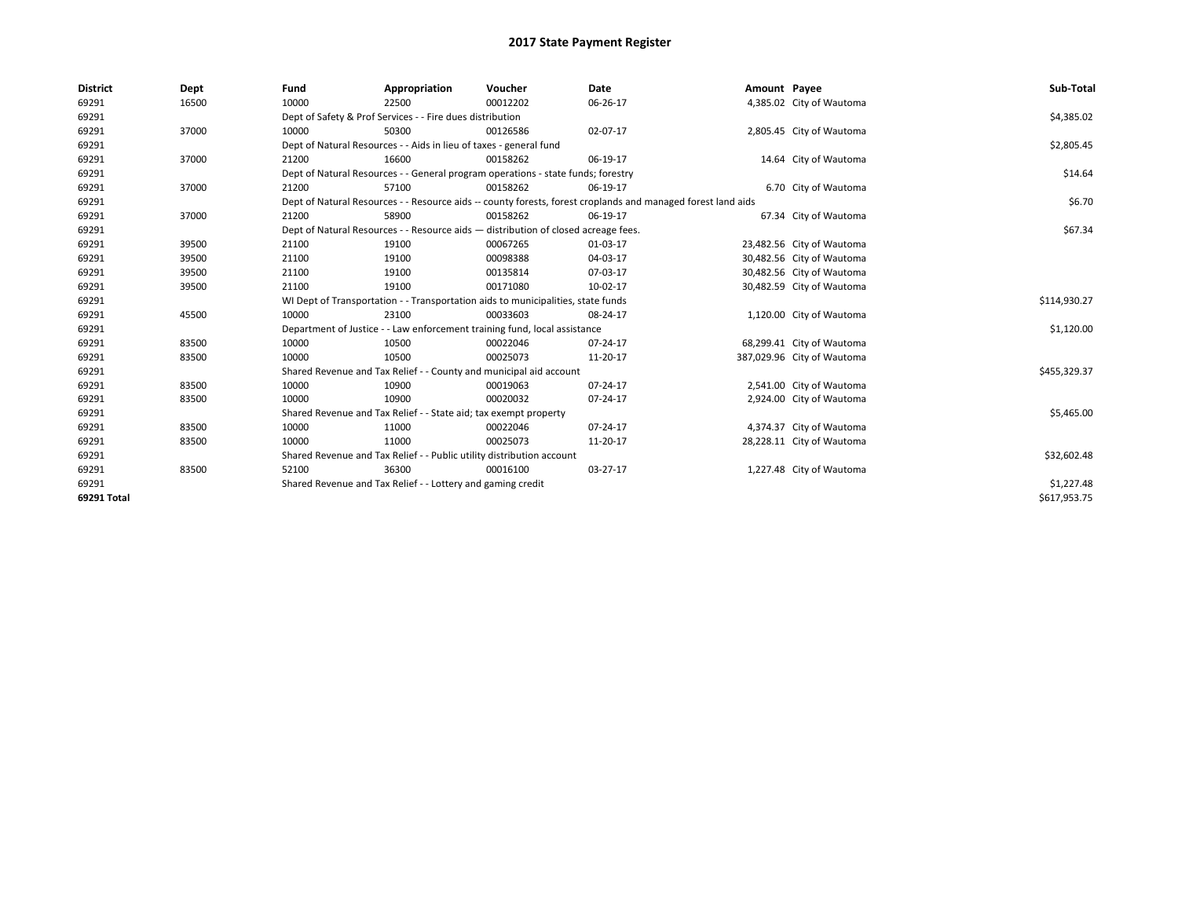# 2017 State Payment Register

| District | Dept | Fund | Appropriation | Voucher | Date | Amount | Payee | Sub-Total |
|---|---|---|---|---|---|---|---|---|
| 69291 | 16500 | 10000 | 22500 | 00012202 | 06-26-17 | 4,385.02 | City of Wautoma | |
| 69291 | | Dept of Safety & Prof Services - - Fire dues distribution | | | | | | $4,385.02 |
| 69291 | 37000 | 10000 | 50300 | 00126586 | 02-07-17 | 2,805.45 | City of Wautoma | |
| 69291 | | Dept of Natural Resources - - Aids in lieu of taxes - general fund | | | | | | $2,805.45 |
| 69291 | 37000 | 21200 | 16600 | 00158262 | 06-19-17 | 14.64 | City of Wautoma | |
| 69291 | | Dept of Natural Resources - - General program operations - state funds; forestry | | | | | | $14.64 |
| 69291 | 37000 | 21200 | 57100 | 00158262 | 06-19-17 | 6.70 | City of Wautoma | |
| 69291 | | Dept of Natural Resources - - Resource aids -- county forests, forest croplands and managed forest land aids | | | | | | $6.70 |
| 69291 | 37000 | 21200 | 58900 | 00158262 | 06-19-17 | 67.34 | City of Wautoma | |
| 69291 | | Dept of Natural Resources - - Resource aids — distribution of closed acreage fees. | | | | | | $67.34 |
| 69291 | 39500 | 21100 | 19100 | 00067265 | 01-03-17 | 23,482.56 | City of Wautoma | |
| 69291 | 39500 | 21100 | 19100 | 00098388 | 04-03-17 | 30,482.56 | City of Wautoma | |
| 69291 | 39500 | 21100 | 19100 | 00135814 | 07-03-17 | 30,482.56 | City of Wautoma | |
| 69291 | 39500 | 21100 | 19100 | 00171080 | 10-02-17 | 30,482.59 | City of Wautoma | |
| 69291 | | WI Dept of Transportation - - Transportation aids to municipalities, state funds | | | | | | $114,930.27 |
| 69291 | 45500 | 10000 | 23100 | 00033603 | 08-24-17 | 1,120.00 | City of Wautoma | |
| 69291 | | Department of Justice - - Law enforcement training fund, local assistance | | | | | | $1,120.00 |
| 69291 | 83500 | 10000 | 10500 | 00022046 | 07-24-17 | 68,299.41 | City of Wautoma | |
| 69291 | 83500 | 10000 | 10500 | 00025073 | 11-20-17 | 387,029.96 | City of Wautoma | |
| 69291 | | Shared Revenue and Tax Relief - - County and municipal aid account | | | | | | $455,329.37 |
| 69291 | 83500 | 10000 | 10900 | 00019063 | 07-24-17 | 2,541.00 | City of Wautoma | |
| 69291 | 83500 | 10000 | 10900 | 00020032 | 07-24-17 | 2,924.00 | City of Wautoma | |
| 69291 | | Shared Revenue and Tax Relief - - State aid; tax exempt property | | | | | | $5,465.00 |
| 69291 | 83500 | 10000 | 11000 | 00022046 | 07-24-17 | 4,374.37 | City of Wautoma | |
| 69291 | 83500 | 10000 | 11000 | 00025073 | 11-20-17 | 28,228.11 | City of Wautoma | |
| 69291 | | Shared Revenue and Tax Relief - - Public utility distribution account | | | | | | $32,602.48 |
| 69291 | 83500 | 52100 | 36300 | 00016100 | 03-27-17 | 1,227.48 | City of Wautoma | |
| 69291 | | Shared Revenue and Tax Relief - - Lottery and gaming credit | | | | | | $1,227.48 |
| 69291 Total | | | | | | | | $617,953.75 |